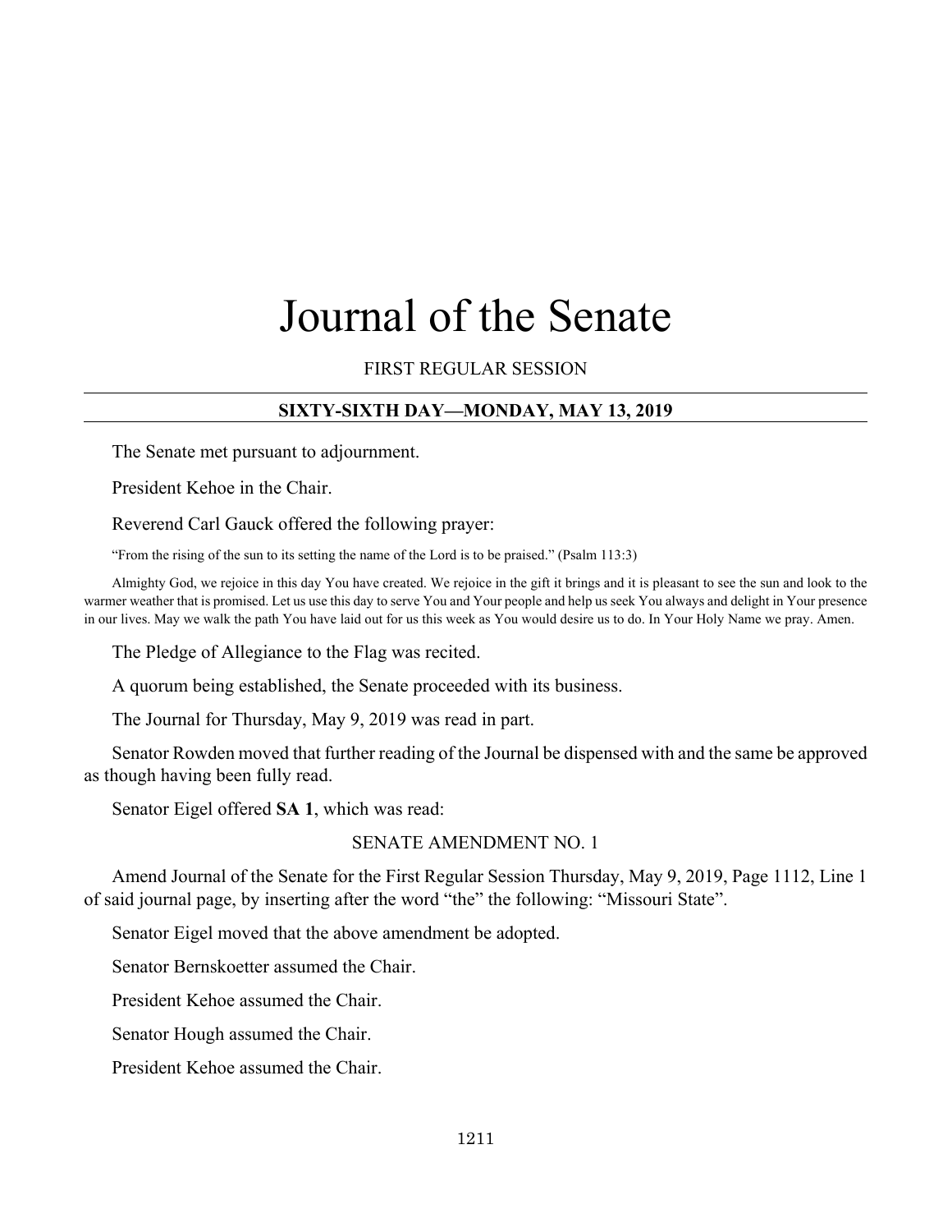# Journal of the Senate

FIRST REGULAR SESSION

## SIXTY-SIXTH DAY—MONDAY, MAY 13, 2019

The Senate met pursuant to adjournment.

President Kehoe in the Chair.

Reverend Carl Gauck offered the following prayer:

"From the rising of the sun to its setting the name of the Lord is to be praised." (Psalm 113:3)

Almighty God, we rejoice in this day You have created. We rejoice in the gift it brings and it is pleasant to see the sun and look to the warmer weather that is promised. Let us use this day to serve You and Your people and help us seek You always and delight in Your presence in our lives. May we walk the path You have laid out for us this week as You would desire us to do. In Your Holy Name we pray. Amen.

The Pledge of Allegiance to the Flag was recited.

A quorum being established, the Senate proceeded with its business.

The Journal for Thursday, May 9, 2019 was read in part.

Senator Rowden moved that further reading of the Journal be dispensed with and the same be approved as though having been fully read.

Senator Eigel offered **SA 1**, which was read:

SENATE AMENDMENT NO. 1

Amend Journal of the Senate for the First Regular Session Thursday, May 9, 2019, Page 1112, Line 1 of said journal page, by inserting after the word "the" the following: "Missouri State".

Senator Eigel moved that the above amendment be adopted.

Senator Bernskoetter assumed the Chair.

President Kehoe assumed the Chair.

Senator Hough assumed the Chair.

President Kehoe assumed the Chair.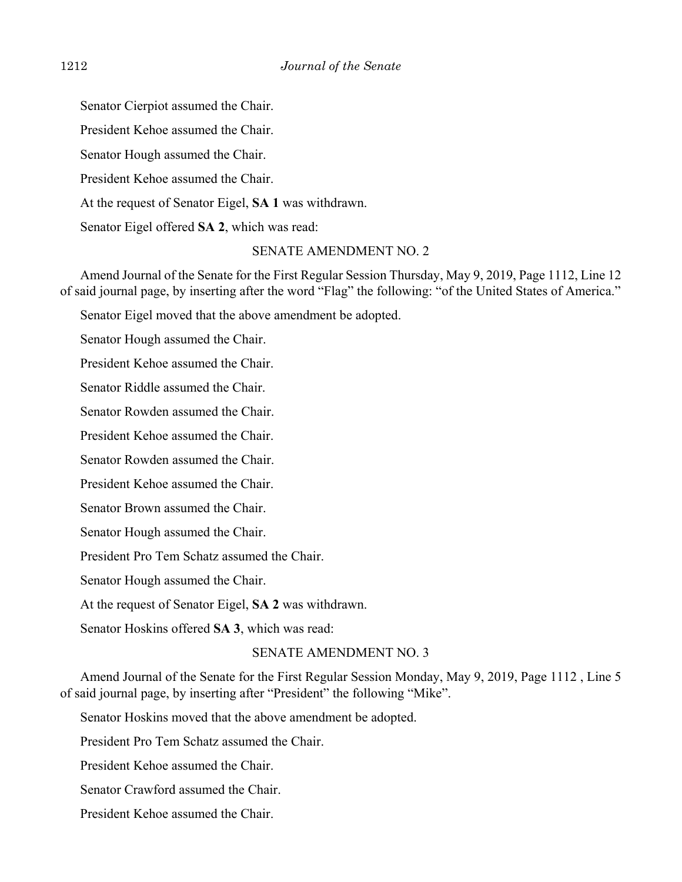Senator Cierpiot assumed the Chair.

President Kehoe assumed the Chair.

Senator Hough assumed the Chair.

President Kehoe assumed the Chair.

At the request of Senator Eigel, **SA 1** was withdrawn.

Senator Eigel offered **SA 2**, which was read:

SENATE AMENDMENT NO. 2

Amend Journal of the Senate for the First Regular Session Thursday, May 9, 2019, Page 1112, Line 12 of said journal page, by inserting after the word "Flag" the following: "of the United States of America."

Senator Eigel moved that the above amendment be adopted.

Senator Hough assumed the Chair.

President Kehoe assumed the Chair.

Senator Riddle assumed the Chair.

Senator Rowden assumed the Chair.

President Kehoe assumed the Chair.

Senator Rowden assumed the Chair.

President Kehoe assumed the Chair.

Senator Brown assumed the Chair.

Senator Hough assumed the Chair.

President Pro Tem Schatz assumed the Chair.

Senator Hough assumed the Chair.

At the request of Senator Eigel, **SA 2** was withdrawn.

Senator Hoskins offered **SA 3**, which was read:

SENATE AMENDMENT NO. 3

Amend Journal of the Senate for the First Regular Session Monday, May 9, 2019, Page 1112 , Line 5 of said journal page, by inserting after "President" the following "Mike".

Senator Hoskins moved that the above amendment be adopted.

President Pro Tem Schatz assumed the Chair.

President Kehoe assumed the Chair.

Senator Crawford assumed the Chair.

President Kehoe assumed the Chair.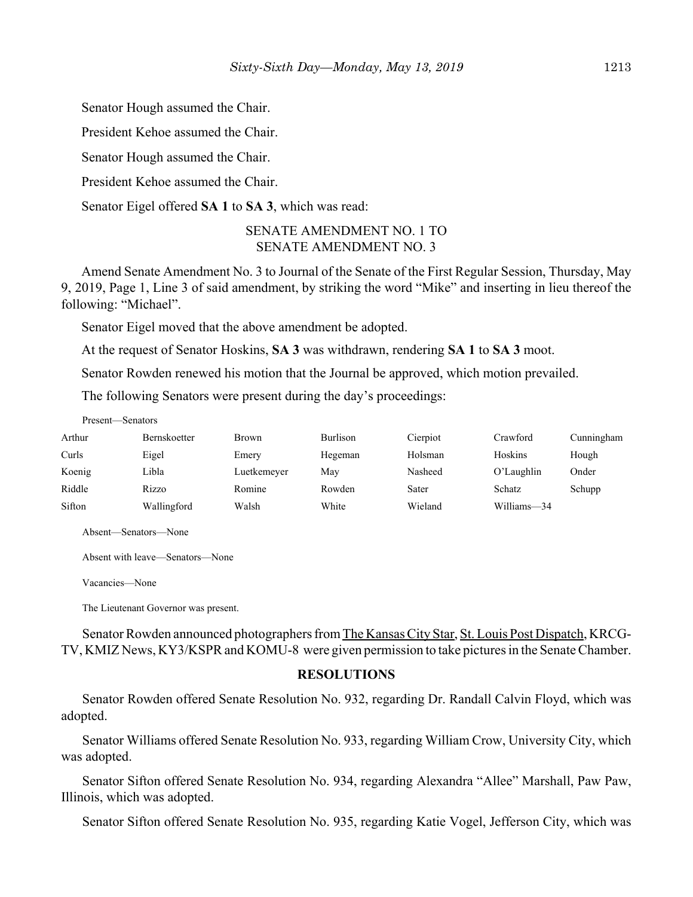Senator Hough assumed the Chair.

President Kehoe assumed the Chair.

Senator Hough assumed the Chair.

President Kehoe assumed the Chair.

Senator Eigel offered **SA 1** to **SA 3**, which was read:

SENATE AMENDMENT NO. 1 TO
SENATE AMENDMENT NO. 3

Amend Senate Amendment No. 3 to Journal of the Senate of the First Regular Session, Thursday, May 9, 2019, Page 1, Line 3 of said amendment, by striking the word "Mike" and inserting in lieu thereof the following: "Michael".

Senator Eigel moved that the above amendment be adopted.

At the request of Senator Hoskins, **SA 3** was withdrawn, rendering **SA 1** to **SA 3** moot.

Senator Rowden renewed his motion that the Journal be approved, which motion prevailed.

The following Senators were present during the day's proceedings:

Present—Senators

| | | | | | | |
|---|---|---|---|---|---|---|
| Arthur | Bernskoetter | Brown | Burlison | Cierpiot | Crawford | Cunningham |
| Curls | Eigel | Emery | Hegeman | Holsman | Hoskins | Hough |
| Koenig | Libla | Luetkemeyer | May | Nasheed | O'Laughlin | Onder |
| Riddle | Rizzo | Romine | Rowden | Sater | Schatz | Schupp |
| Sifton | Wallingford | Walsh | White | Wieland | Williams—34 | |

Absent—Senators—None

Absent with leave—Senators—None

Vacancies—None

The Lieutenant Governor was present.

Senator Rowden announced photographers from The Kansas City Star, St. Louis Post Dispatch, KRCG-TV, KMIZ News, KY3/KSPR and KOMU-8 were given permission to take pictures in the Senate Chamber.

## RESOLUTIONS

Senator Rowden offered Senate Resolution No. 932, regarding Dr. Randall Calvin Floyd, which was adopted.

Senator Williams offered Senate Resolution No. 933, regarding William Crow, University City, which was adopted.

Senator Sifton offered Senate Resolution No. 934, regarding Alexandra "Allee" Marshall, Paw Paw, Illinois, which was adopted.

Senator Sifton offered Senate Resolution No. 935, regarding Katie Vogel, Jefferson City, which was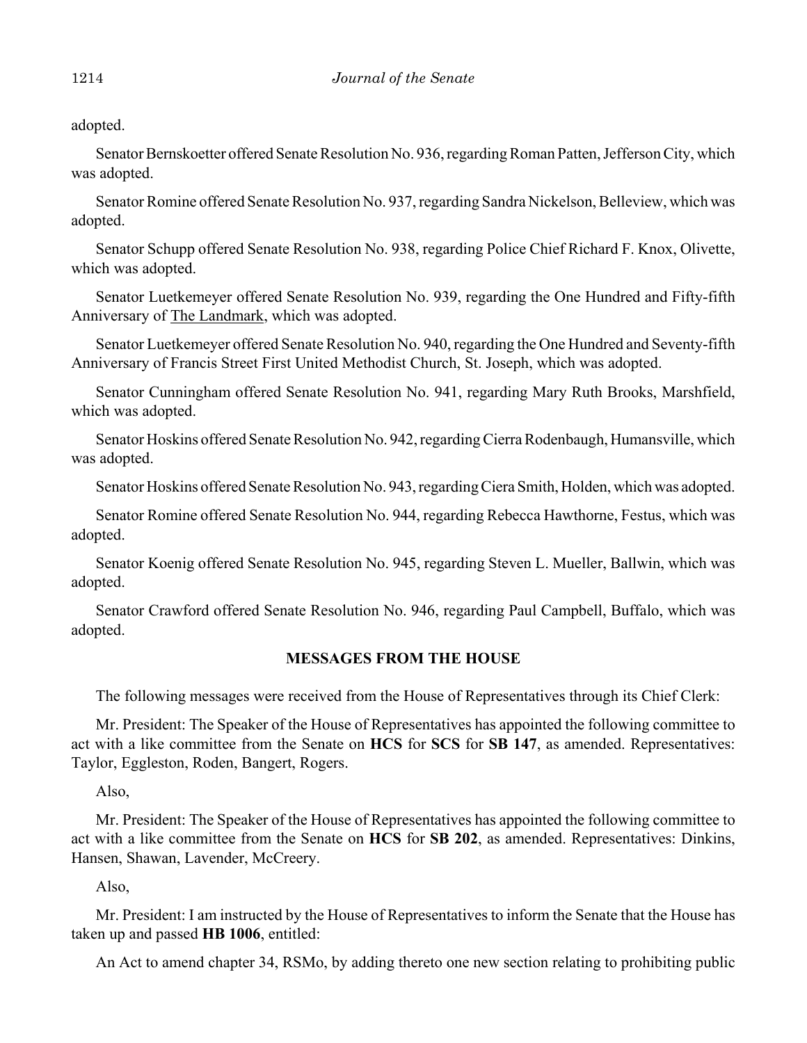adopted.

Senator Bernskoetter offered Senate Resolution No. 936, regarding Roman Patten, Jefferson City, which was adopted.

Senator Romine offered Senate Resolution No. 937, regarding Sandra Nickelson, Belleview, which was adopted.

Senator Schupp offered Senate Resolution No. 938, regarding Police Chief Richard F. Knox, Olivette, which was adopted.

Senator Luetkemeyer offered Senate Resolution No. 939, regarding the One Hundred and Fifty-fifth Anniversary of The Landmark, which was adopted.

Senator Luetkemeyer offered Senate Resolution No. 940, regarding the One Hundred and Seventy-fifth Anniversary of Francis Street First United Methodist Church, St. Joseph, which was adopted.

Senator Cunningham offered Senate Resolution No. 941, regarding Mary Ruth Brooks, Marshfield, which was adopted.

Senator Hoskins offered Senate Resolution No. 942, regarding Cierra Rodenbaugh, Humansville, which was adopted.

Senator Hoskins offered Senate Resolution No. 943, regarding Ciera Smith, Holden, which was adopted.

Senator Romine offered Senate Resolution No. 944, regarding Rebecca Hawthorne, Festus, which was adopted.

Senator Koenig offered Senate Resolution No. 945, regarding Steven L. Mueller, Ballwin, which was adopted.

Senator Crawford offered Senate Resolution No. 946, regarding Paul Campbell, Buffalo, which was adopted.

## MESSAGES FROM THE HOUSE

The following messages were received from the House of Representatives through its Chief Clerk:

Mr. President: The Speaker of the House of Representatives has appointed the following committee to act with a like committee from the Senate on **HCS** for **SCS** for **SB 147**, as amended. Representatives: Taylor, Eggleston, Roden, Bangert, Rogers.

Also,

Mr. President: The Speaker of the House of Representatives has appointed the following committee to act with a like committee from the Senate on **HCS** for **SB 202**, as amended. Representatives: Dinkins, Hansen, Shawan, Lavender, McCreery.

Also,

Mr. President: I am instructed by the House of Representatives to inform the Senate that the House has taken up and passed **HB 1006**, entitled:

An Act to amend chapter 34, RSMo, by adding thereto one new section relating to prohibiting public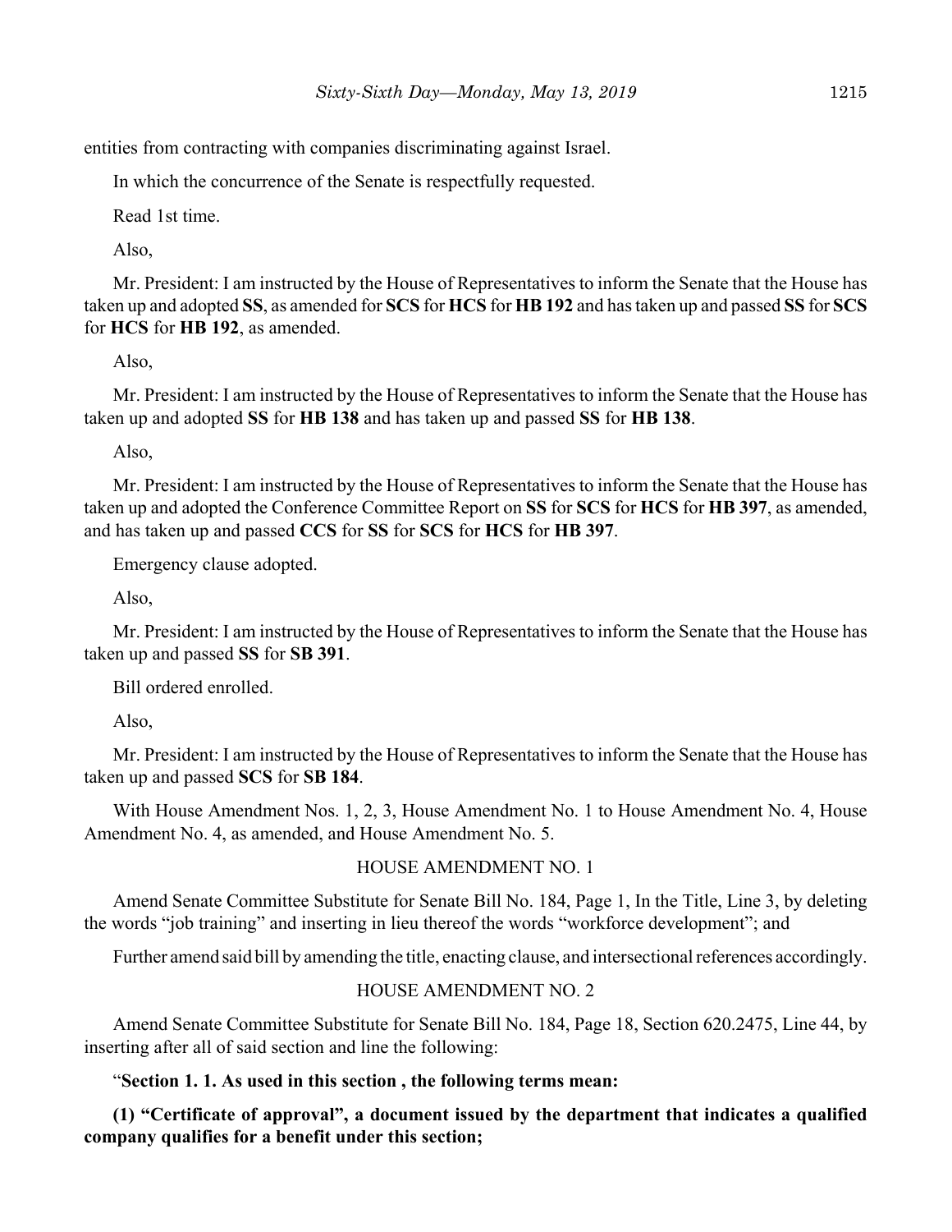entities from contracting with companies discriminating against Israel.

In which the concurrence of the Senate is respectfully requested.

Read 1st time.

Also,

Mr. President: I am instructed by the House of Representatives to inform the Senate that the House has taken up and adopted **SS**, as amended for **SCS** for **HCS** for **HB 192** and has taken up and passed **SS** for **SCS** for **HCS** for **HB 192**, as amended.

Also,

Mr. President: I am instructed by the House of Representatives to inform the Senate that the House has taken up and adopted **SS** for **HB 138** and has taken up and passed **SS** for **HB 138**.

Also,

Mr. President: I am instructed by the House of Representatives to inform the Senate that the House has taken up and adopted the Conference Committee Report on **SS** for **SCS** for **HCS** for **HB 397**, as amended, and has taken up and passed **CCS** for **SS** for **SCS** for **HCS** for **HB 397**.

Emergency clause adopted.

Also,

Mr. President: I am instructed by the House of Representatives to inform the Senate that the House has taken up and passed **SS** for **SB 391**.

Bill ordered enrolled.

Also,

Mr. President: I am instructed by the House of Representatives to inform the Senate that the House has taken up and passed **SCS** for **SB 184**.

With House Amendment Nos. 1, 2, 3, House Amendment No. 1 to House Amendment No. 4, House Amendment No. 4, as amended, and House Amendment No. 5.

HOUSE AMENDMENT NO. 1

Amend Senate Committee Substitute for Senate Bill No. 184, Page 1, In the Title, Line 3, by deleting the words "job training" and inserting in lieu thereof the words "workforce development"; and

Further amend said bill by amending the title, enacting clause, and intersectional references accordingly.

HOUSE AMENDMENT NO. 2

Amend Senate Committee Substitute for Senate Bill No. 184, Page 18, Section 620.2475, Line 44, by inserting after all of said section and line the following:

"**Section 1. 1. As used in this section , the following terms mean:**

**(1) "Certificate of approval", a document issued by the department that indicates a qualified company qualifies for a benefit under this section;**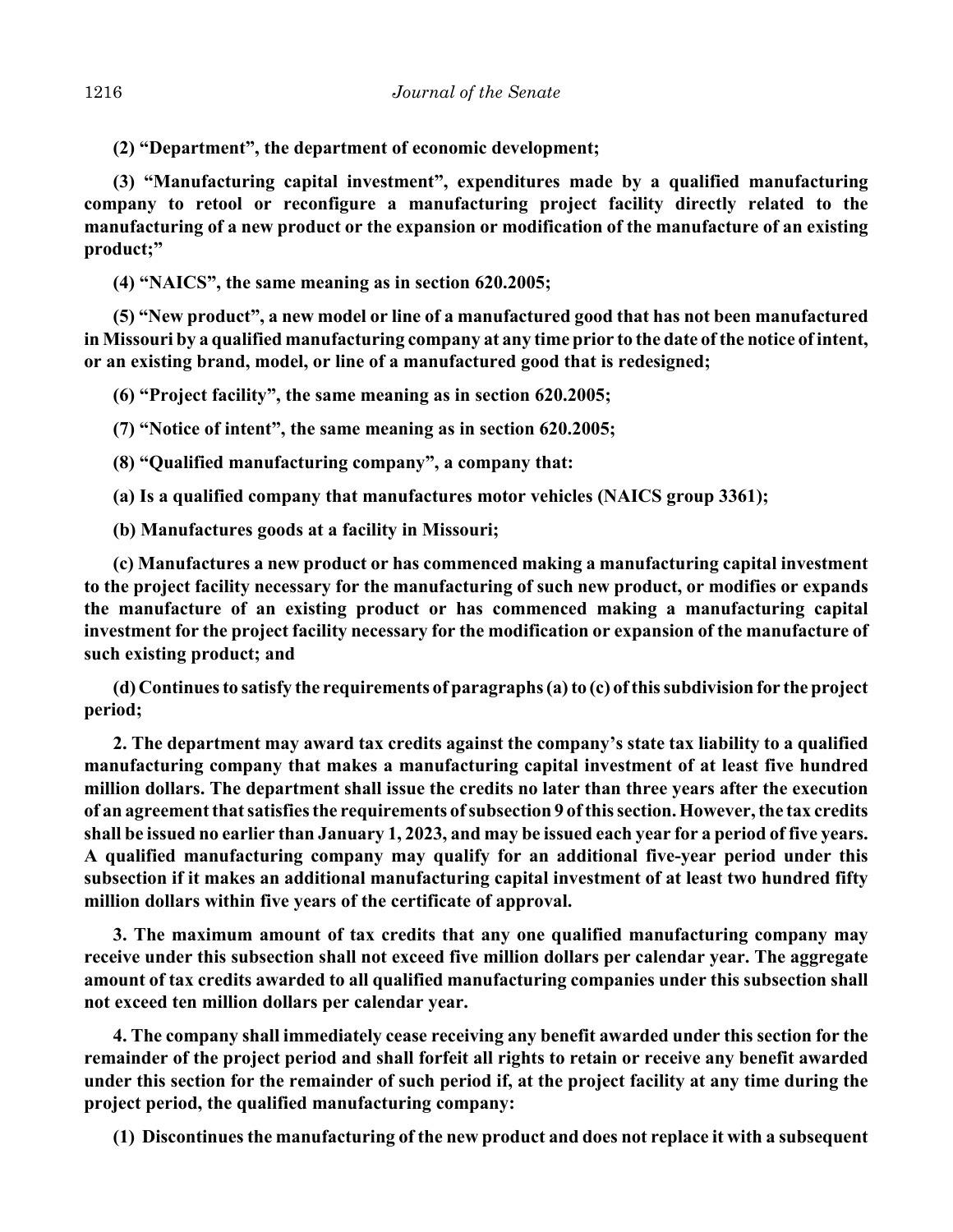**(2) "Department", the department of economic development;**

**(3) "Manufacturing capital investment", expenditures made by a qualified manufacturing company to retool or reconfigure a manufacturing project facility directly related to the manufacturing of a new product or the expansion or modification of the manufacture of an existing product;"**

**(4) "NAICS", the same meaning as in section 620.2005;**

**(5) "New product", a new model or line of a manufactured good that has not been manufactured in Missouri by a qualified manufacturing company at any time prior to the date of the notice of intent, or an existing brand, model, or line of a manufactured good that is redesigned;**

**(6) "Project facility", the same meaning as in section 620.2005;**

**(7) "Notice of intent", the same meaning as in section 620.2005;**

**(8) "Qualified manufacturing company", a company that:**

**(a) Is a qualified company that manufactures motor vehicles (NAICS group 3361);**

**(b) Manufactures goods at a facility in Missouri;**

**(c) Manufactures a new product or has commenced making a manufacturing capital investment to the project facility necessary for the manufacturing of such new product, or modifies or expands the manufacture of an existing product or has commenced making a manufacturing capital investment for the project facility necessary for the modification or expansion of the manufacture of such existing product; and**

**(d) Continues to satisfy the requirements of paragraphs (a) to (c) of this subdivision for the project period;**

**2. The department may award tax credits against the company's state tax liability to a qualified manufacturing company that makes a manufacturing capital investment of at least five hundred million dollars. The department shall issue the credits no later than three years after the execution of an agreement that satisfies the requirements of subsection 9 of this section. However, the tax credits shall be issued no earlier than January 1, 2023, and may be issued each year for a period of five years. A qualified manufacturing company may qualify for an additional five-year period under this subsection if it makes an additional manufacturing capital investment of at least two hundred fifty million dollars within five years of the certificate of approval.**

**3. The maximum amount of tax credits that any one qualified manufacturing company may receive under this subsection shall not exceed five million dollars per calendar year. The aggregate amount of tax credits awarded to all qualified manufacturing companies under this subsection shall not exceed ten million dollars per calendar year.**

**4. The company shall immediately cease receiving any benefit awarded under this section for the remainder of the project period and shall forfeit all rights to retain or receive any benefit awarded under this section for the remainder of such period if, at the project facility at any time during the project period, the qualified manufacturing company:**

**(1) Discontinues the manufacturing of the new product and does not replace it with a subsequent**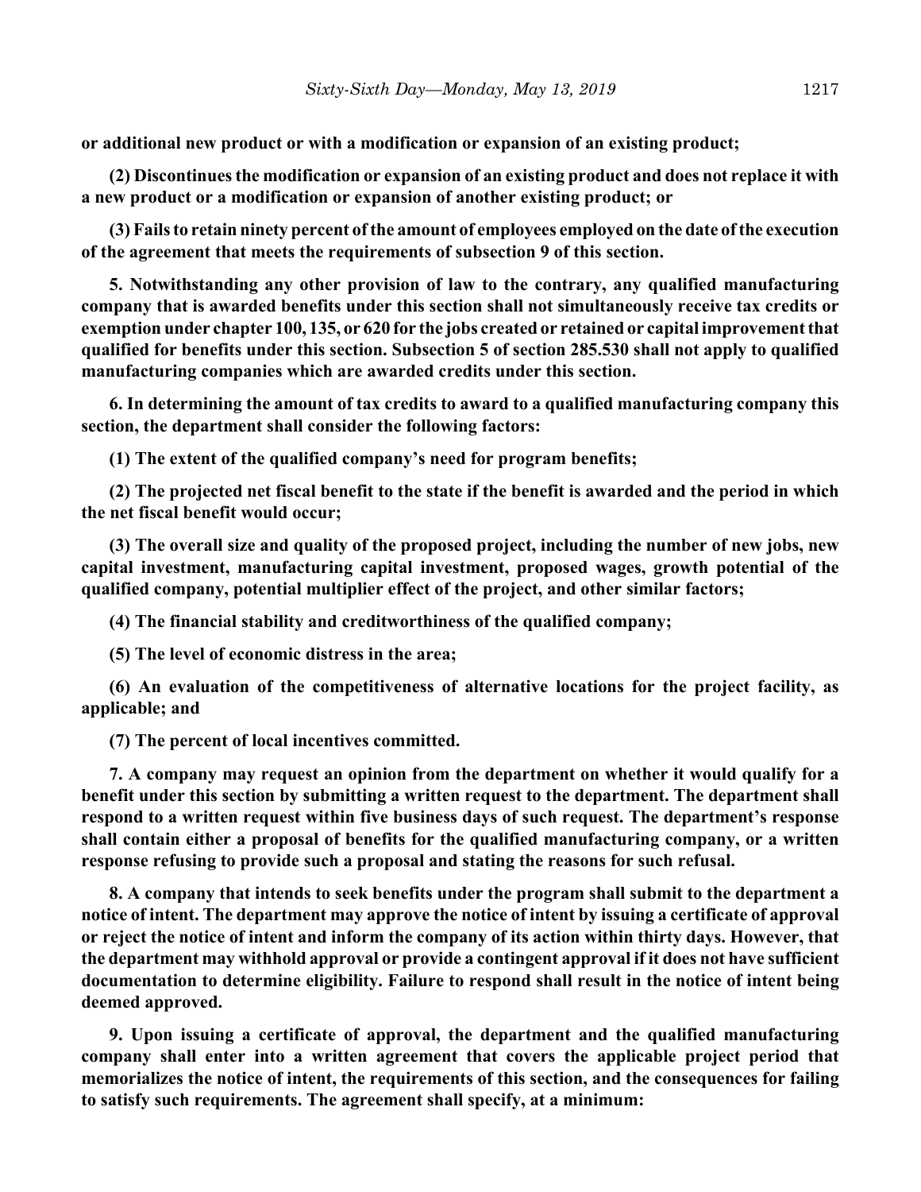**or additional new product or with a modification or expansion of an existing product;**

**(2) Discontinues the modification or expansion of an existing product and does not replace it with a new product or a modification or expansion of another existing product; or**

**(3) Fails to retain ninety percent of the amount of employees employed on the date of the execution of the agreement that meets the requirements of subsection 9 of this section.**

**5. Notwithstanding any other provision of law to the contrary, any qualified manufacturing company that is awarded benefits under this section shall not simultaneously receive tax credits or exemption under chapter 100, 135, or 620 for the jobs created or retained or capital improvement that qualified for benefits under this section. Subsection 5 of section 285.530 shall not apply to qualified manufacturing companies which are awarded credits under this section.**

**6. In determining the amount of tax credits to award to a qualified manufacturing company this section, the department shall consider the following factors:**

**(1) The extent of the qualified company's need for program benefits;**

**(2) The projected net fiscal benefit to the state if the benefit is awarded and the period in which the net fiscal benefit would occur;**

**(3) The overall size and quality of the proposed project, including the number of new jobs, new capital investment, manufacturing capital investment, proposed wages, growth potential of the qualified company, potential multiplier effect of the project, and other similar factors;**

**(4) The financial stability and creditworthiness of the qualified company;**

**(5) The level of economic distress in the area;**

**(6) An evaluation of the competitiveness of alternative locations for the project facility, as applicable; and**

**(7) The percent of local incentives committed.**

**7. A company may request an opinion from the department on whether it would qualify for a benefit under this section by submitting a written request to the department. The department shall respond to a written request within five business days of such request. The department's response shall contain either a proposal of benefits for the qualified manufacturing company, or a written response refusing to provide such a proposal and stating the reasons for such refusal.**

**8. A company that intends to seek benefits under the program shall submit to the department a notice of intent. The department may approve the notice of intent by issuing a certificate of approval or reject the notice of intent and inform the company of its action within thirty days. However, that the department may withhold approval or provide a contingent approval if it does not have sufficient documentation to determine eligibility. Failure to respond shall result in the notice of intent being deemed approved.**

**9. Upon issuing a certificate of approval, the department and the qualified manufacturing company shall enter into a written agreement that covers the applicable project period that memorializes the notice of intent, the requirements of this section, and the consequences for failing to satisfy such requirements. The agreement shall specify, at a minimum:**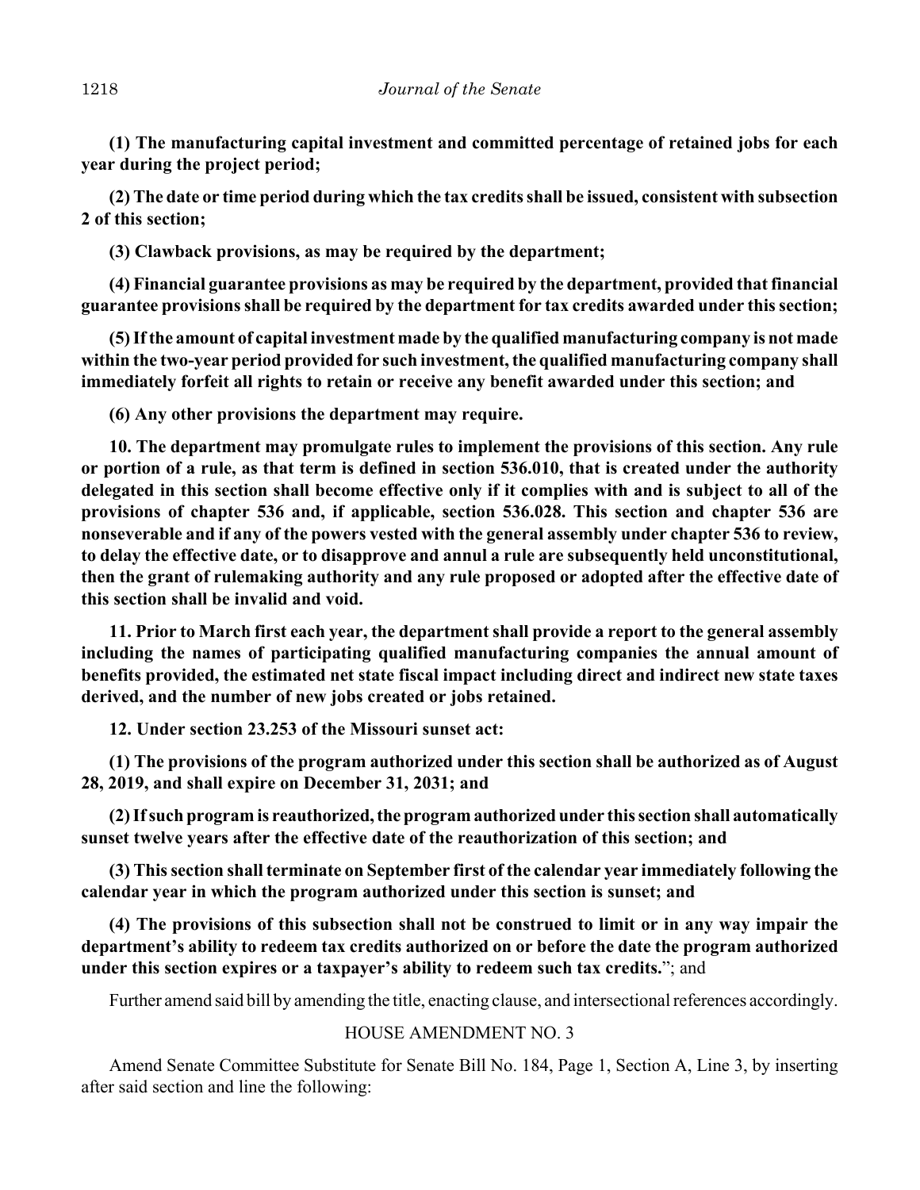**(1) The manufacturing capital investment and committed percentage of retained jobs for each year during the project period;**

**(2) The date or time period during which the tax credits shall be issued, consistent with subsection 2 of this section;**

**(3) Clawback provisions, as may be required by the department;**

**(4) Financial guarantee provisions as may be required by the department, provided that financial guarantee provisions shall be required by the department for tax credits awarded under this section;**

**(5) If the amount of capital investment made by the qualified manufacturing company is not made within the two-year period provided for such investment, the qualified manufacturing company shall immediately forfeit all rights to retain or receive any benefit awarded under this section; and**

**(6) Any other provisions the department may require.**

**10. The department may promulgate rules to implement the provisions of this section. Any rule or portion of a rule, as that term is defined in section 536.010, that is created under the authority delegated in this section shall become effective only if it complies with and is subject to all of the provisions of chapter 536 and, if applicable, section 536.028. This section and chapter 536 are nonseverable and if any of the powers vested with the general assembly under chapter 536 to review, to delay the effective date, or to disapprove and annul a rule are subsequently held unconstitutional, then the grant of rulemaking authority and any rule proposed or adopted after the effective date of this section shall be invalid and void.**

**11. Prior to March first each year, the department shall provide a report to the general assembly including the names of participating qualified manufacturing companies the annual amount of benefits provided, the estimated net state fiscal impact including direct and indirect new state taxes derived, and the number of new jobs created or jobs retained.**

**12. Under section 23.253 of the Missouri sunset act:**

**(1) The provisions of the program authorized under this section shall be authorized as of August 28, 2019, and shall expire on December 31, 2031; and**

**(2) If such program is reauthorized, the program authorized under this section shall automatically sunset twelve years after the effective date of the reauthorization of this section; and**

**(3) This section shall terminate on September first of the calendar year immediately following the calendar year in which the program authorized under this section is sunset; and**

**(4) The provisions of this subsection shall not be construed to limit or in any way impair the department's ability to redeem tax credits authorized on or before the date the program authorized under this section expires or a taxpayer's ability to redeem such tax credits.**"; and

Further amend said bill by amending the title, enacting clause, and intersectional references accordingly.

HOUSE AMENDMENT NO. 3

Amend Senate Committee Substitute for Senate Bill No. 184, Page 1, Section A, Line 3, by inserting after said section and line the following: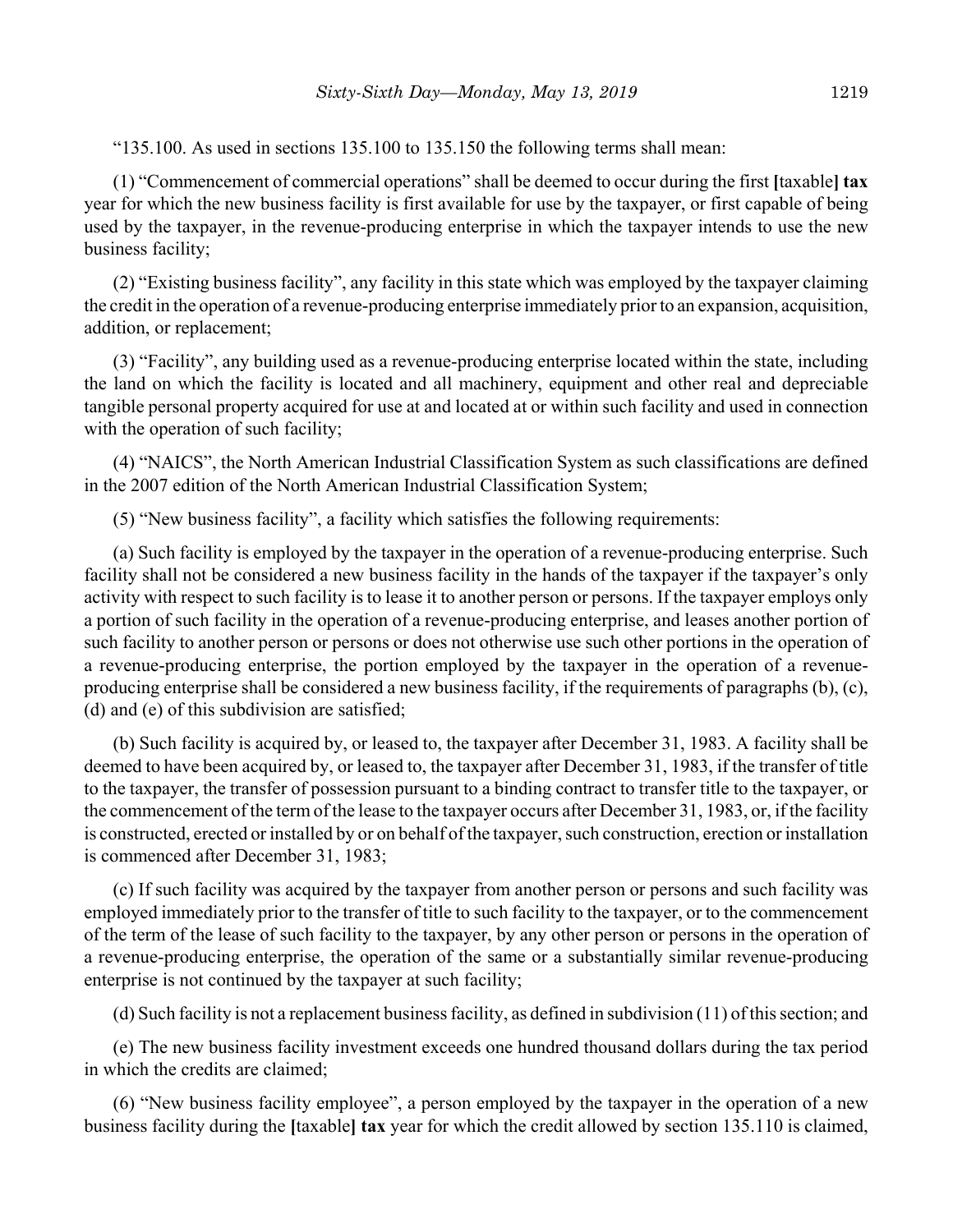"135.100. As used in sections 135.100 to 135.150 the following terms shall mean:

(1) "Commencement of commercial operations" shall be deemed to occur during the first [taxable] **tax** year for which the new business facility is first available for use by the taxpayer, or first capable of being used by the taxpayer, in the revenue-producing enterprise in which the taxpayer intends to use the new business facility;

(2) "Existing business facility", any facility in this state which was employed by the taxpayer claiming the credit in the operation of a revenue-producing enterprise immediately prior to an expansion, acquisition, addition, or replacement;

(3) "Facility", any building used as a revenue-producing enterprise located within the state, including the land on which the facility is located and all machinery, equipment and other real and depreciable tangible personal property acquired for use at and located at or within such facility and used in connection with the operation of such facility;

(4) "NAICS", the North American Industrial Classification System as such classifications are defined in the 2007 edition of the North American Industrial Classification System;

(5) "New business facility", a facility which satisfies the following requirements:

(a) Such facility is employed by the taxpayer in the operation of a revenue-producing enterprise. Such facility shall not be considered a new business facility in the hands of the taxpayer if the taxpayer's only activity with respect to such facility is to lease it to another person or persons. If the taxpayer employs only a portion of such facility in the operation of a revenue-producing enterprise, and leases another portion of such facility to another person or persons or does not otherwise use such other portions in the operation of a revenue-producing enterprise, the portion employed by the taxpayer in the operation of a revenue-producing enterprise shall be considered a new business facility, if the requirements of paragraphs (b), (c), (d) and (e) of this subdivision are satisfied;

(b) Such facility is acquired by, or leased to, the taxpayer after December 31, 1983. A facility shall be deemed to have been acquired by, or leased to, the taxpayer after December 31, 1983, if the transfer of title to the taxpayer, the transfer of possession pursuant to a binding contract to transfer title to the taxpayer, or the commencement of the term of the lease to the taxpayer occurs after December 31, 1983, or, if the facility is constructed, erected or installed by or on behalf of the taxpayer, such construction, erection or installation is commenced after December 31, 1983;

(c) If such facility was acquired by the taxpayer from another person or persons and such facility was employed immediately prior to the transfer of title to such facility to the taxpayer, or to the commencement of the term of the lease of such facility to the taxpayer, by any other person or persons in the operation of a revenue-producing enterprise, the operation of the same or a substantially similar revenue-producing enterprise is not continued by the taxpayer at such facility;

(d) Such facility is not a replacement business facility, as defined in subdivision (11) of this section; and

(e) The new business facility investment exceeds one hundred thousand dollars during the tax period in which the credits are claimed;

(6) "New business facility employee", a person employed by the taxpayer in the operation of a new business facility during the [taxable] **tax** year for which the credit allowed by section 135.110 is claimed,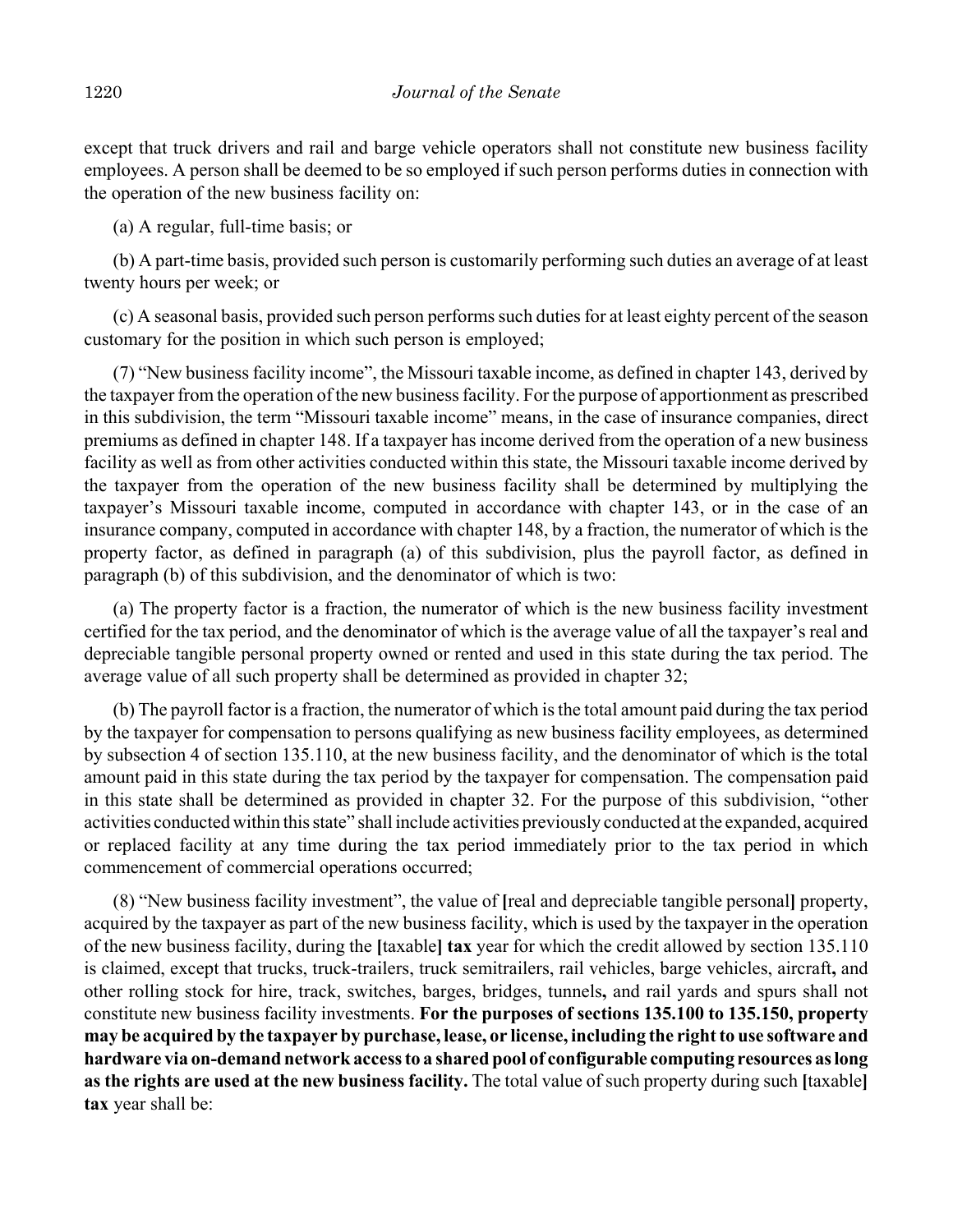except that truck drivers and rail and barge vehicle operators shall not constitute new business facility employees. A person shall be deemed to be so employed if such person performs duties in connection with the operation of the new business facility on:

(a) A regular, full-time basis; or

(b) A part-time basis, provided such person is customarily performing such duties an average of at least twenty hours per week; or

(c) A seasonal basis, provided such person performs such duties for at least eighty percent of the season customary for the position in which such person is employed;

(7) "New business facility income", the Missouri taxable income, as defined in chapter 143, derived by the taxpayer from the operation of the new business facility. For the purpose of apportionment as prescribed in this subdivision, the term "Missouri taxable income" means, in the case of insurance companies, direct premiums as defined in chapter 148. If a taxpayer has income derived from the operation of a new business facility as well as from other activities conducted within this state, the Missouri taxable income derived by the taxpayer from the operation of the new business facility shall be determined by multiplying the taxpayer's Missouri taxable income, computed in accordance with chapter 143, or in the case of an insurance company, computed in accordance with chapter 148, by a fraction, the numerator of which is the property factor, as defined in paragraph (a) of this subdivision, plus the payroll factor, as defined in paragraph (b) of this subdivision, and the denominator of which is two:

(a) The property factor is a fraction, the numerator of which is the new business facility investment certified for the tax period, and the denominator of which is the average value of all the taxpayer's real and depreciable tangible personal property owned or rented and used in this state during the tax period. The average value of all such property shall be determined as provided in chapter 32;

(b) The payroll factor is a fraction, the numerator of which is the total amount paid during the tax period by the taxpayer for compensation to persons qualifying as new business facility employees, as determined by subsection 4 of section 135.110, at the new business facility, and the denominator of which is the total amount paid in this state during the tax period by the taxpayer for compensation. The compensation paid in this state shall be determined as provided in chapter 32. For the purpose of this subdivision, "other activities conducted within this state" shall include activities previously conducted at the expanded, acquired or replaced facility at any time during the tax period immediately prior to the tax period in which commencement of commercial operations occurred;

(8) "New business facility investment", the value of **[**real and depreciable tangible personal**]** property, acquired by the taxpayer as part of the new business facility, which is used by the taxpayer in the operation of the new business facility, during the **[**taxable**]** **tax** year for which the credit allowed by section 135.110 is claimed, except that trucks, truck-trailers, truck semitrailers, rail vehicles, barge vehicles, aircraft**,** and other rolling stock for hire, track, switches, barges, bridges, tunnels**,** and rail yards and spurs shall not constitute new business facility investments. **For the purposes of sections 135.100 to 135.150, property may be acquired by the taxpayer by purchase, lease, or license, including the right to use software and hardware via on-demand network access to a shared pool of configurable computing resources as long as the rights are used at the new business facility.** The total value of such property during such **[**taxable**]** **tax** year shall be: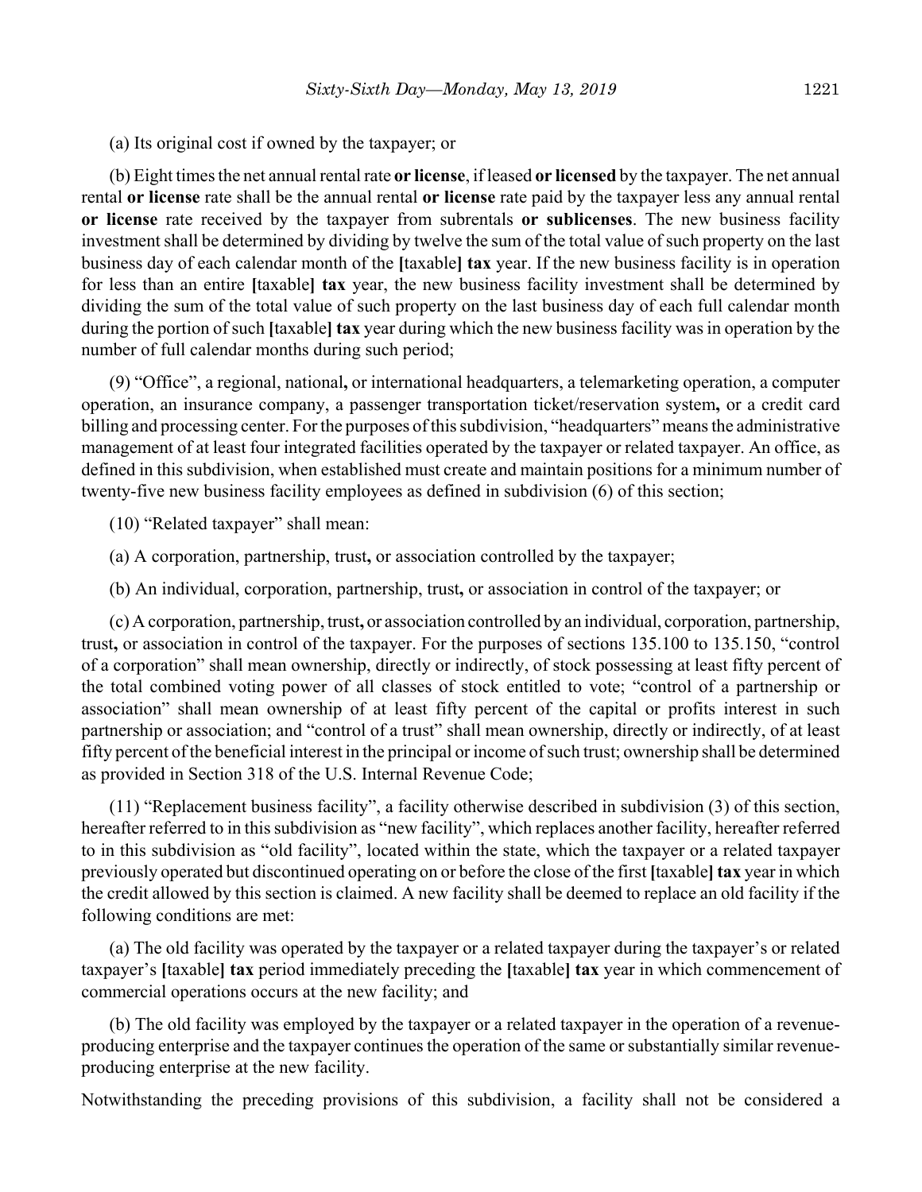(a) Its original cost if owned by the taxpayer; or

(b) Eight times the net annual rental rate **or license**, if leased **or licensed** by the taxpayer. The net annual rental **or license** rate shall be the annual rental **or license** rate paid by the taxpayer less any annual rental **or license** rate received by the taxpayer from subrentals **or sublicenses**. The new business facility investment shall be determined by dividing by twelve the sum of the total value of such property on the last business day of each calendar month of the **[**taxable**] tax** year. If the new business facility is in operation for less than an entire **[**taxable**] tax** year, the new business facility investment shall be determined by dividing the sum of the total value of such property on the last business day of each full calendar month during the portion of such **[**taxable**] tax** year during which the new business facility was in operation by the number of full calendar months during such period;

(9) "Office", a regional, national**,** or international headquarters, a telemarketing operation, a computer operation, an insurance company, a passenger transportation ticket/reservation system**,** or a credit card billing and processing center. For the purposes of this subdivision, "headquarters" means the administrative management of at least four integrated facilities operated by the taxpayer or related taxpayer. An office, as defined in this subdivision, when established must create and maintain positions for a minimum number of twenty-five new business facility employees as defined in subdivision (6) of this section;

(10) "Related taxpayer" shall mean:

(a) A corporation, partnership, trust**,** or association controlled by the taxpayer;

(b) An individual, corporation, partnership, trust**,** or association in control of the taxpayer; or

(c) A corporation, partnership, trust**,** or association controlled by an individual, corporation, partnership, trust**,** or association in control of the taxpayer. For the purposes of sections 135.100 to 135.150, "control of a corporation" shall mean ownership, directly or indirectly, of stock possessing at least fifty percent of the total combined voting power of all classes of stock entitled to vote; "control of a partnership or association" shall mean ownership of at least fifty percent of the capital or profits interest in such partnership or association; and "control of a trust" shall mean ownership, directly or indirectly, of at least fifty percent of the beneficial interest in the principal or income of such trust; ownership shall be determined as provided in Section 318 of the U.S. Internal Revenue Code;

(11) "Replacement business facility", a facility otherwise described in subdivision (3) of this section, hereafter referred to in this subdivision as "new facility", which replaces another facility, hereafter referred to in this subdivision as "old facility", located within the state, which the taxpayer or a related taxpayer previously operated but discontinued operating on or before the close of the first **[**taxable**] tax** year in which the credit allowed by this section is claimed. A new facility shall be deemed to replace an old facility if the following conditions are met:

(a) The old facility was operated by the taxpayer or a related taxpayer during the taxpayer's or related taxpayer's **[**taxable**] tax** period immediately preceding the **[**taxable**] tax** year in which commencement of commercial operations occurs at the new facility; and

(b) The old facility was employed by the taxpayer or a related taxpayer in the operation of a revenue-producing enterprise and the taxpayer continues the operation of the same or substantially similar revenue-producing enterprise at the new facility.

Notwithstanding the preceding provisions of this subdivision, a facility shall not be considered a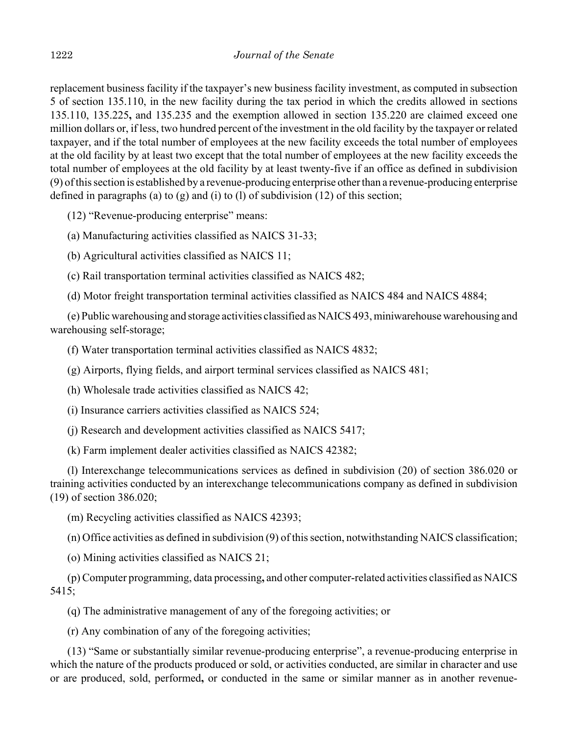replacement business facility if the taxpayer's new business facility investment, as computed in subsection 5 of section 135.110, in the new facility during the tax period in which the credits allowed in sections 135.110, 135.225**,** and 135.235 and the exemption allowed in section 135.220 are claimed exceed one million dollars or, if less, two hundred percent of the investment in the old facility by the taxpayer or related taxpayer, and if the total number of employees at the new facility exceeds the total number of employees at the old facility by at least two except that the total number of employees at the new facility exceeds the total number of employees at the old facility by at least twenty-five if an office as defined in subdivision (9) of this section is established by a revenue-producing enterprise other than a revenue-producing enterprise defined in paragraphs (a) to (g) and (i) to (l) of subdivision (12) of this section;

(12) "Revenue-producing enterprise" means:

(a) Manufacturing activities classified as NAICS 31-33;

(b) Agricultural activities classified as NAICS 11;

(c) Rail transportation terminal activities classified as NAICS 482;

(d) Motor freight transportation terminal activities classified as NAICS 484 and NAICS 4884;

(e) Public warehousing and storage activities classified as NAICS 493, miniwarehouse warehousing and warehousing self-storage;

(f) Water transportation terminal activities classified as NAICS 4832;

(g) Airports, flying fields, and airport terminal services classified as NAICS 481;

(h) Wholesale trade activities classified as NAICS 42;

(i) Insurance carriers activities classified as NAICS 524;

(j) Research and development activities classified as NAICS 5417;

(k) Farm implement dealer activities classified as NAICS 42382;

(l) Interexchange telecommunications services as defined in subdivision (20) of section 386.020 or training activities conducted by an interexchange telecommunications company as defined in subdivision (19) of section 386.020;

(m) Recycling activities classified as NAICS 42393;

(n) Office activities as defined in subdivision (9) of this section, notwithstanding NAICS classification;

(o) Mining activities classified as NAICS 21;

(p) Computer programming, data processing**,** and other computer-related activities classified as NAICS 5415;

(q) The administrative management of any of the foregoing activities; or

(r) Any combination of any of the foregoing activities;

(13) "Same or substantially similar revenue-producing enterprise", a revenue-producing enterprise in which the nature of the products produced or sold, or activities conducted, are similar in character and use or are produced, sold, performed**,** or conducted in the same or similar manner as in another revenue-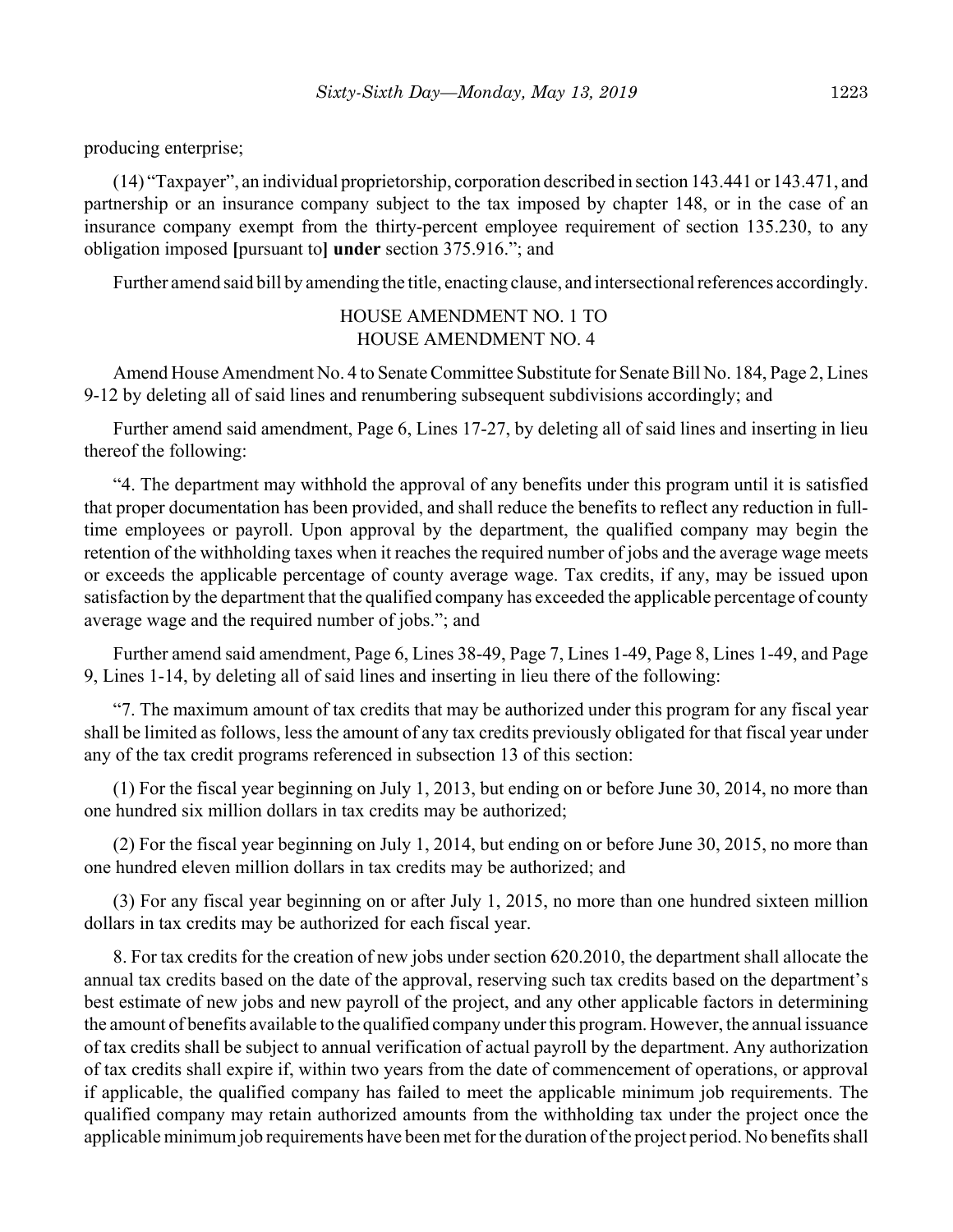producing enterprise;

(14) "Taxpayer", an individual proprietorship, corporation described in section 143.441 or 143.471, and partnership or an insurance company subject to the tax imposed by chapter 148, or in the case of an insurance company exempt from the thirty-percent employee requirement of section 135.230, to any obligation imposed **[**pursuant to**] under** section 375.916."; and

Further amend said bill by amending the title, enacting clause, and intersectional references accordingly.

HOUSE AMENDMENT NO. 1 TO
HOUSE AMENDMENT NO. 4

Amend House Amendment No. 4 to Senate Committee Substitute for Senate Bill No. 184, Page 2, Lines 9-12 by deleting all of said lines and renumbering subsequent subdivisions accordingly; and

Further amend said amendment, Page 6, Lines 17-27, by deleting all of said lines and inserting in lieu thereof the following:

"4. The department may withhold the approval of any benefits under this program until it is satisfied that proper documentation has been provided, and shall reduce the benefits to reflect any reduction in full-time employees or payroll. Upon approval by the department, the qualified company may begin the retention of the withholding taxes when it reaches the required number of jobs and the average wage meets or exceeds the applicable percentage of county average wage. Tax credits, if any, may be issued upon satisfaction by the department that the qualified company has exceeded the applicable percentage of county average wage and the required number of jobs."; and

Further amend said amendment, Page 6, Lines 38-49, Page 7, Lines 1-49, Page 8, Lines 1-49, and Page 9, Lines 1-14, by deleting all of said lines and inserting in lieu there of the following:

"7. The maximum amount of tax credits that may be authorized under this program for any fiscal year shall be limited as follows, less the amount of any tax credits previously obligated for that fiscal year under any of the tax credit programs referenced in subsection 13 of this section:

(1) For the fiscal year beginning on July 1, 2013, but ending on or before June 30, 2014, no more than one hundred six million dollars in tax credits may be authorized;

(2) For the fiscal year beginning on July 1, 2014, but ending on or before June 30, 2015, no more than one hundred eleven million dollars in tax credits may be authorized; and

(3) For any fiscal year beginning on or after July 1, 2015, no more than one hundred sixteen million dollars in tax credits may be authorized for each fiscal year.

8. For tax credits for the creation of new jobs under section 620.2010, the department shall allocate the annual tax credits based on the date of the approval, reserving such tax credits based on the department's best estimate of new jobs and new payroll of the project, and any other applicable factors in determining the amount of benefits available to the qualified company under this program. However, the annual issuance of tax credits shall be subject to annual verification of actual payroll by the department. Any authorization of tax credits shall expire if, within two years from the date of commencement of operations, or approval if applicable, the qualified company has failed to meet the applicable minimum job requirements. The qualified company may retain authorized amounts from the withholding tax under the project once the applicable minimum job requirements have been met for the duration of the project period. No benefits shall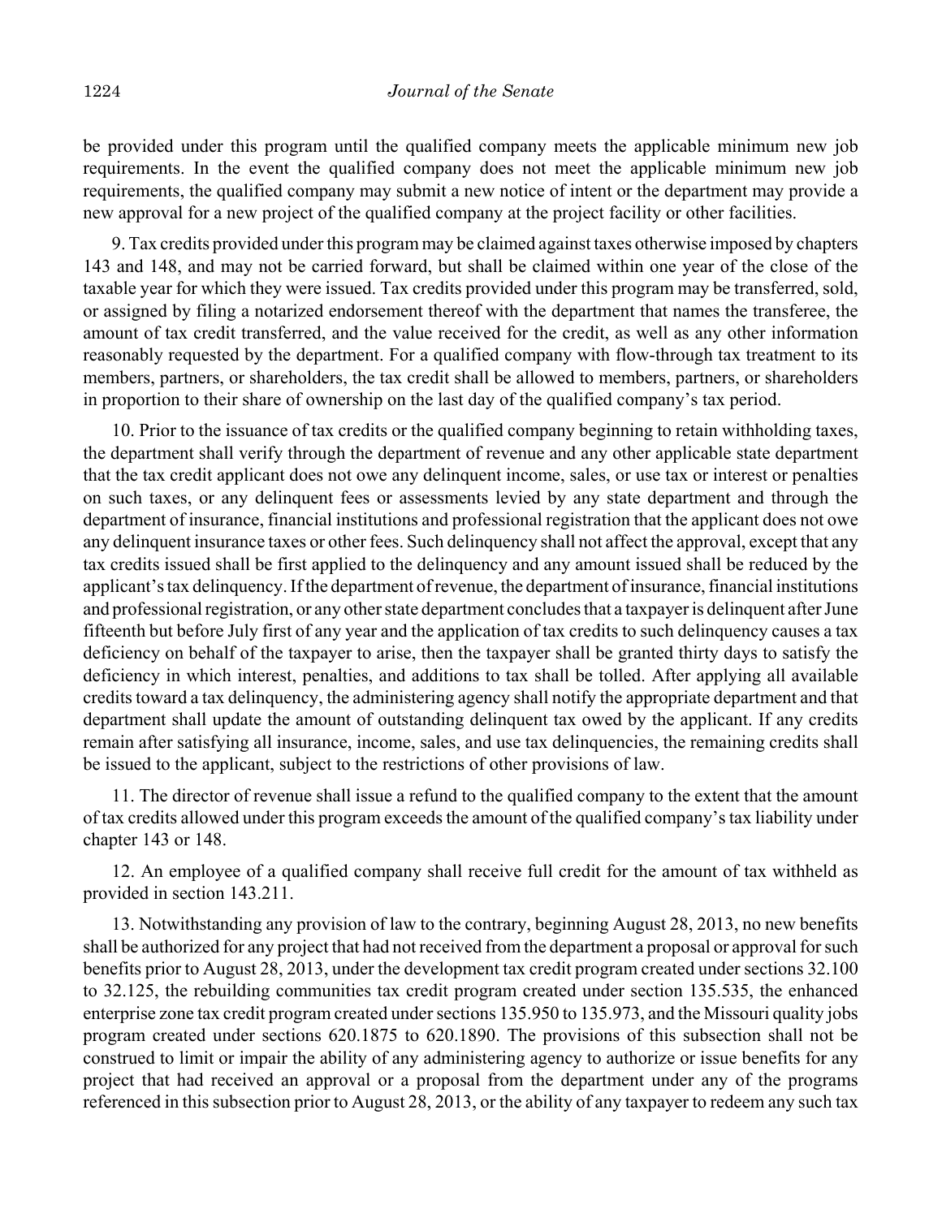be provided under this program until the qualified company meets the applicable minimum new job requirements. In the event the qualified company does not meet the applicable minimum new job requirements, the qualified company may submit a new notice of intent or the department may provide a new approval for a new project of the qualified company at the project facility or other facilities.

9. Tax credits provided under this program may be claimed against taxes otherwise imposed by chapters 143 and 148, and may not be carried forward, but shall be claimed within one year of the close of the taxable year for which they were issued. Tax credits provided under this program may be transferred, sold, or assigned by filing a notarized endorsement thereof with the department that names the transferee, the amount of tax credit transferred, and the value received for the credit, as well as any other information reasonably requested by the department. For a qualified company with flow-through tax treatment to its members, partners, or shareholders, the tax credit shall be allowed to members, partners, or shareholders in proportion to their share of ownership on the last day of the qualified company's tax period.

10. Prior to the issuance of tax credits or the qualified company beginning to retain withholding taxes, the department shall verify through the department of revenue and any other applicable state department that the tax credit applicant does not owe any delinquent income, sales, or use tax or interest or penalties on such taxes, or any delinquent fees or assessments levied by any state department and through the department of insurance, financial institutions and professional registration that the applicant does not owe any delinquent insurance taxes or other fees. Such delinquency shall not affect the approval, except that any tax credits issued shall be first applied to the delinquency and any amount issued shall be reduced by the applicant's tax delinquency. If the department of revenue, the department of insurance, financial institutions and professional registration, or any other state department concludes that a taxpayer is delinquent after June fifteenth but before July first of any year and the application of tax credits to such delinquency causes a tax deficiency on behalf of the taxpayer to arise, then the taxpayer shall be granted thirty days to satisfy the deficiency in which interest, penalties, and additions to tax shall be tolled. After applying all available credits toward a tax delinquency, the administering agency shall notify the appropriate department and that department shall update the amount of outstanding delinquent tax owed by the applicant. If any credits remain after satisfying all insurance, income, sales, and use tax delinquencies, the remaining credits shall be issued to the applicant, subject to the restrictions of other provisions of law.

11. The director of revenue shall issue a refund to the qualified company to the extent that the amount of tax credits allowed under this program exceeds the amount of the qualified company's tax liability under chapter 143 or 148.

12. An employee of a qualified company shall receive full credit for the amount of tax withheld as provided in section 143.211.

13. Notwithstanding any provision of law to the contrary, beginning August 28, 2013, no new benefits shall be authorized for any project that had not received from the department a proposal or approval for such benefits prior to August 28, 2013, under the development tax credit program created under sections 32.100 to 32.125, the rebuilding communities tax credit program created under section 135.535, the enhanced enterprise zone tax credit program created under sections 135.950 to 135.973, and the Missouri quality jobs program created under sections 620.1875 to 620.1890. The provisions of this subsection shall not be construed to limit or impair the ability of any administering agency to authorize or issue benefits for any project that had received an approval or a proposal from the department under any of the programs referenced in this subsection prior to August 28, 2013, or the ability of any taxpayer to redeem any such tax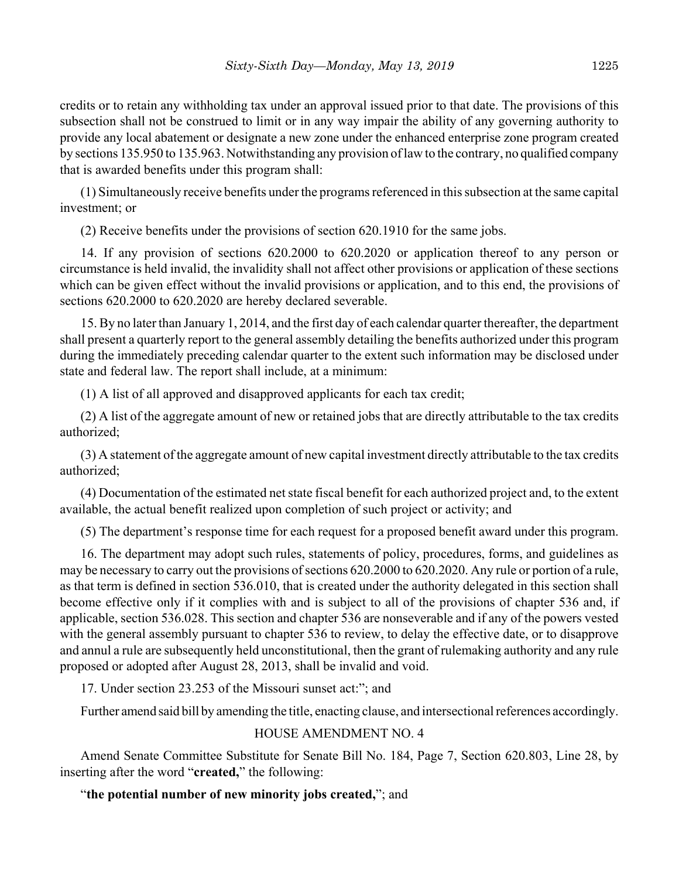credits or to retain any withholding tax under an approval issued prior to that date. The provisions of this subsection shall not be construed to limit or in any way impair the ability of any governing authority to provide any local abatement or designate a new zone under the enhanced enterprise zone program created by sections 135.950 to 135.963. Notwithstanding any provision of law to the contrary, no qualified company that is awarded benefits under this program shall:

(1) Simultaneously receive benefits under the programs referenced in this subsection at the same capital investment; or

(2) Receive benefits under the provisions of section 620.1910 for the same jobs.

14. If any provision of sections 620.2000 to 620.2020 or application thereof to any person or circumstance is held invalid, the invalidity shall not affect other provisions or application of these sections which can be given effect without the invalid provisions or application, and to this end, the provisions of sections 620.2000 to 620.2020 are hereby declared severable.

15. By no later than January 1, 2014, and the first day of each calendar quarter thereafter, the department shall present a quarterly report to the general assembly detailing the benefits authorized under this program during the immediately preceding calendar quarter to the extent such information may be disclosed under state and federal law. The report shall include, at a minimum:

(1) A list of all approved and disapproved applicants for each tax credit;

(2) A list of the aggregate amount of new or retained jobs that are directly attributable to the tax credits authorized;

(3) A statement of the aggregate amount of new capital investment directly attributable to the tax credits authorized;

(4) Documentation of the estimated net state fiscal benefit for each authorized project and, to the extent available, the actual benefit realized upon completion of such project or activity; and

(5) The department's response time for each request for a proposed benefit award under this program.

16. The department may adopt such rules, statements of policy, procedures, forms, and guidelines as may be necessary to carry out the provisions of sections 620.2000 to 620.2020. Any rule or portion of a rule, as that term is defined in section 536.010, that is created under the authority delegated in this section shall become effective only if it complies with and is subject to all of the provisions of chapter 536 and, if applicable, section 536.028. This section and chapter 536 are nonseverable and if any of the powers vested with the general assembly pursuant to chapter 536 to review, to delay the effective date, or to disapprove and annul a rule are subsequently held unconstitutional, then the grant of rulemaking authority and any rule proposed or adopted after August 28, 2013, shall be invalid and void.

17. Under section 23.253 of the Missouri sunset act:"; and

Further amend said bill by amending the title, enacting clause, and intersectional references accordingly.

HOUSE AMENDMENT NO. 4

Amend Senate Committee Substitute for Senate Bill No. 184, Page 7, Section 620.803, Line 28, by inserting after the word "**created,**" the following:

"**the potential number of new minority jobs created,**"; and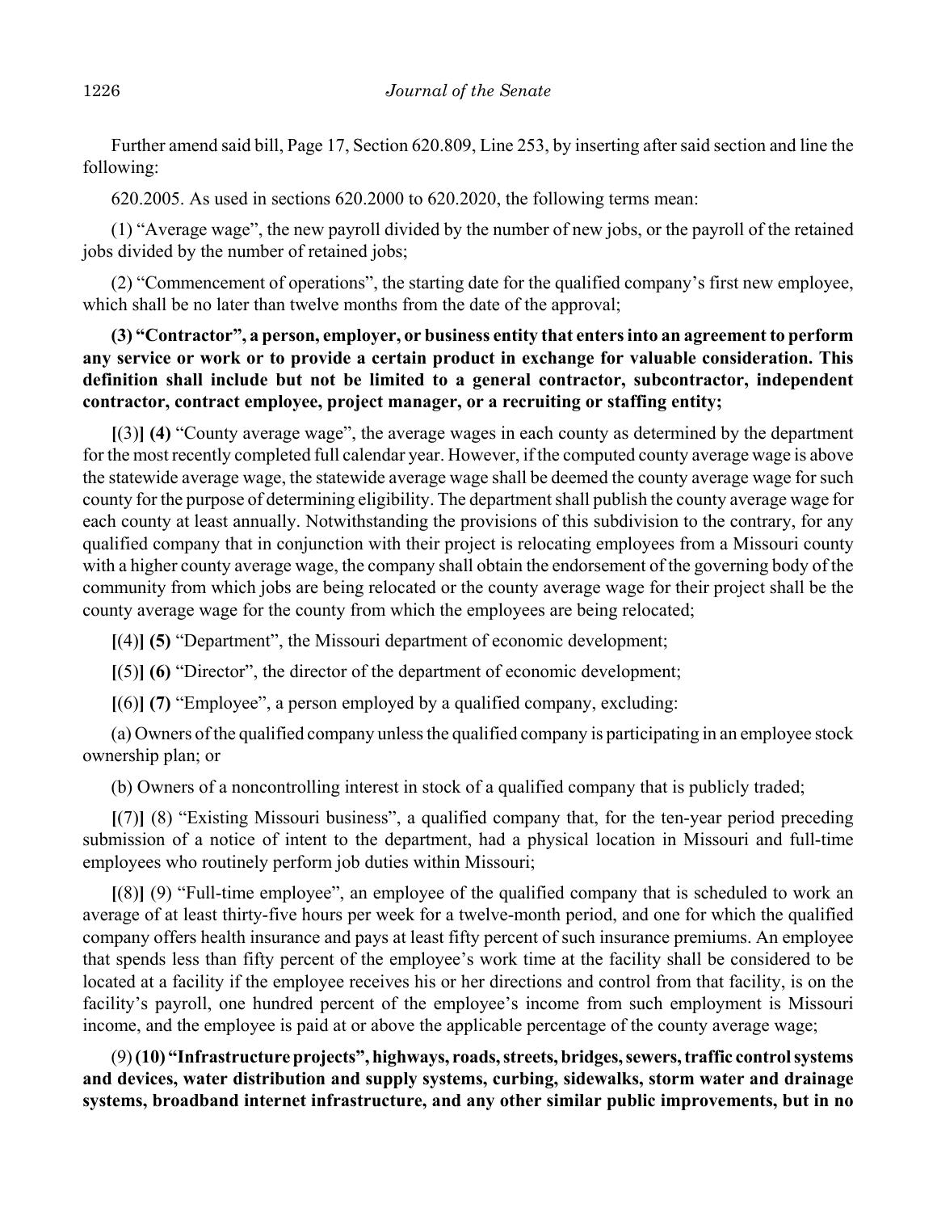Further amend said bill, Page 17, Section 620.809, Line 253, by inserting after said section and line the following:

620.2005. As used in sections 620.2000 to 620.2020, the following terms mean:

(1) "Average wage", the new payroll divided by the number of new jobs, or the payroll of the retained jobs divided by the number of retained jobs;

(2) "Commencement of operations", the starting date for the qualified company's first new employee, which shall be no later than twelve months from the date of the approval;

**(3) "Contractor", a person, employer, or business entity that enters into an agreement to perform any service or work or to provide a certain product in exchange for valuable consideration. This definition shall include but not be limited to a general contractor, subcontractor, independent contractor, contract employee, project manager, or a recruiting or staffing entity;**

**[**(3)**] (4)** "County average wage", the average wages in each county as determined by the department for the most recently completed full calendar year. However, if the computed county average wage is above the statewide average wage, the statewide average wage shall be deemed the county average wage for such county for the purpose of determining eligibility. The department shall publish the county average wage for each county at least annually. Notwithstanding the provisions of this subdivision to the contrary, for any qualified company that in conjunction with their project is relocating employees from a Missouri county with a higher county average wage, the company shall obtain the endorsement of the governing body of the community from which jobs are being relocated or the county average wage for their project shall be the county average wage for the county from which the employees are being relocated;

**[**(4)**] (5)** "Department", the Missouri department of economic development;

**[**(5)**] (6)** "Director", the director of the department of economic development;

**[**(6)**] (7)** "Employee", a person employed by a qualified company, excluding:

(a) Owners of the qualified company unless the qualified company is participating in an employee stock ownership plan; or

(b) Owners of a noncontrolling interest in stock of a qualified company that is publicly traded;

**[**(7)**]** (8) "Existing Missouri business", a qualified company that, for the ten-year period preceding submission of a notice of intent to the department, had a physical location in Missouri and full-time employees who routinely perform job duties within Missouri;

**[**(8)**]** (9) "Full-time employee", an employee of the qualified company that is scheduled to work an average of at least thirty-five hours per week for a twelve-month period, and one for which the qualified company offers health insurance and pays at least fifty percent of such insurance premiums. An employee that spends less than fifty percent of the employee's work time at the facility shall be considered to be located at a facility if the employee receives his or her directions and control from that facility, is on the facility's payroll, one hundred percent of the employee's income from such employment is Missouri income, and the employee is paid at or above the applicable percentage of the county average wage;

(9) **(10) "Infrastructure projects", highways, roads, streets, bridges, sewers, traffic control systems and devices, water distribution and supply systems, curbing, sidewalks, storm water and drainage systems, broadband internet infrastructure, and any other similar public improvements, but in no**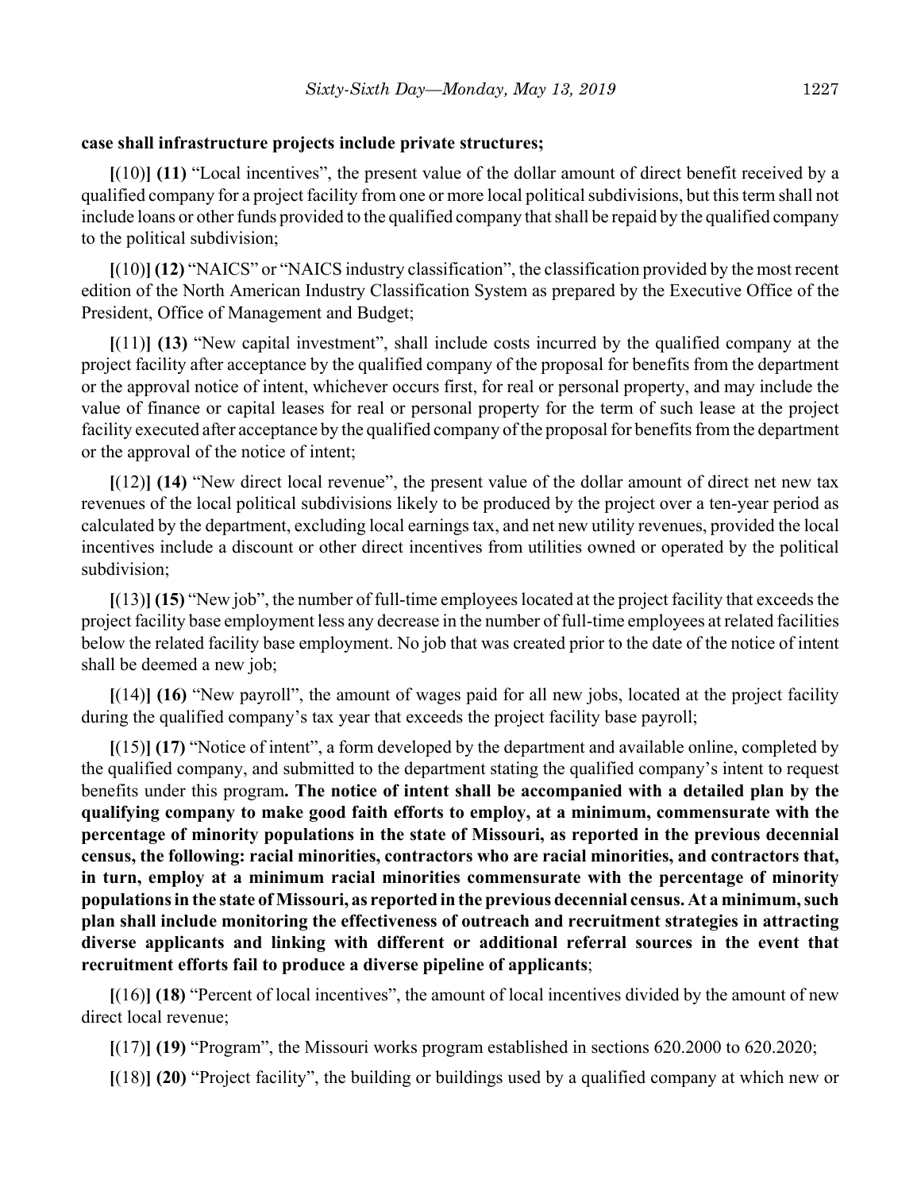**case shall infrastructure projects include private structures;**

**[**(10)**] (11)** "Local incentives", the present value of the dollar amount of direct benefit received by a qualified company for a project facility from one or more local political subdivisions, but this term shall not include loans or other funds provided to the qualified company that shall be repaid by the qualified company to the political subdivision;

**[**(10)**] (12)** "NAICS" or "NAICS industry classification", the classification provided by the most recent edition of the North American Industry Classification System as prepared by the Executive Office of the President, Office of Management and Budget;

**[**(11)**] (13)** "New capital investment", shall include costs incurred by the qualified company at the project facility after acceptance by the qualified company of the proposal for benefits from the department or the approval notice of intent, whichever occurs first, for real or personal property, and may include the value of finance or capital leases for real or personal property for the term of such lease at the project facility executed after acceptance by the qualified company of the proposal for benefits from the department or the approval of the notice of intent;

**[**(12)**] (14)** "New direct local revenue", the present value of the dollar amount of direct net new tax revenues of the local political subdivisions likely to be produced by the project over a ten-year period as calculated by the department, excluding local earnings tax, and net new utility revenues, provided the local incentives include a discount or other direct incentives from utilities owned or operated by the political subdivision;

**[**(13)**] (15)** "New job", the number of full-time employees located at the project facility that exceeds the project facility base employment less any decrease in the number of full-time employees at related facilities below the related facility base employment. No job that was created prior to the date of the notice of intent shall be deemed a new job;

**[**(14)**] (16)** "New payroll", the amount of wages paid for all new jobs, located at the project facility during the qualified company's tax year that exceeds the project facility base payroll;

**[**(15)**] (17)** "Notice of intent", a form developed by the department and available online, completed by the qualified company, and submitted to the department stating the qualified company's intent to request benefits under this program**. The notice of intent shall be accompanied with a detailed plan by the qualifying company to make good faith efforts to employ, at a minimum, commensurate with the percentage of minority populations in the state of Missouri, as reported in the previous decennial census, the following: racial minorities, contractors who are racial minorities, and contractors that, in turn, employ at a minimum racial minorities commensurate with the percentage of minority populations in the state of Missouri, as reported in the previous decennial census. At a minimum, such plan shall include monitoring the effectiveness of outreach and recruitment strategies in attracting diverse applicants and linking with different or additional referral sources in the event that recruitment efforts fail to produce a diverse pipeline of applicants**;

**[**(16)**] (18)** "Percent of local incentives", the amount of local incentives divided by the amount of new direct local revenue;

**[**(17)**] (19)** "Program", the Missouri works program established in sections 620.2000 to 620.2020;

**[**(18)**] (20)** "Project facility", the building or buildings used by a qualified company at which new or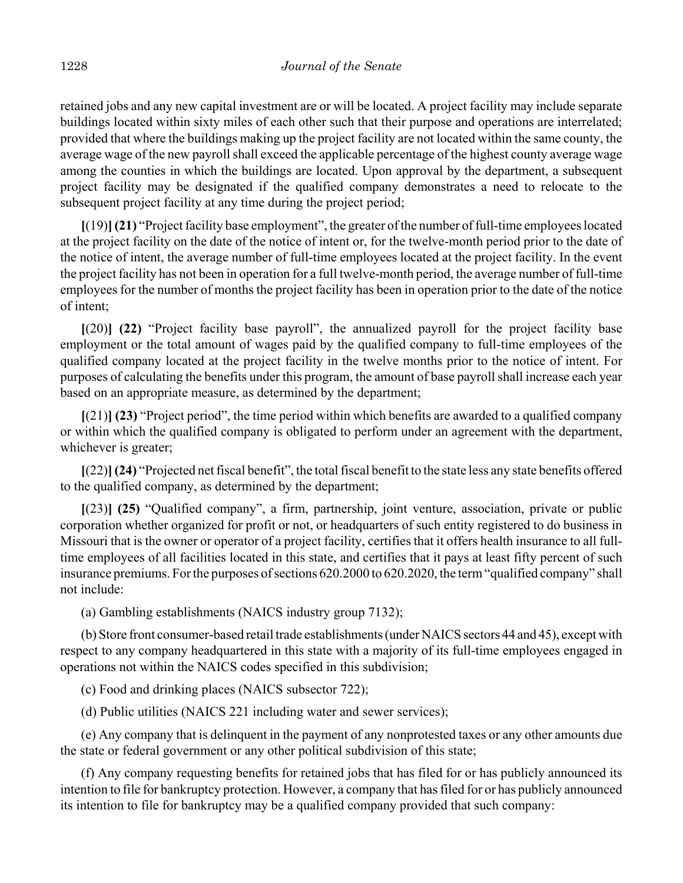retained jobs and any new capital investment are or will be located. A project facility may include separate buildings located within sixty miles of each other such that their purpose and operations are interrelated; provided that where the buildings making up the project facility are not located within the same county, the average wage of the new payroll shall exceed the applicable percentage of the highest county average wage among the counties in which the buildings are located. Upon approval by the department, a subsequent project facility may be designated if the qualified company demonstrates a need to relocate to the subsequent project facility at any time during the project period;

**[**(19)**] (21)** "Project facility base employment", the greater of the number of full-time employees located at the project facility on the date of the notice of intent or, for the twelve-month period prior to the date of the notice of intent, the average number of full-time employees located at the project facility. In the event the project facility has not been in operation for a full twelve-month period, the average number of full-time employees for the number of months the project facility has been in operation prior to the date of the notice of intent;

**[**(20)**] (22)** "Project facility base payroll", the annualized payroll for the project facility base employment or the total amount of wages paid by the qualified company to full-time employees of the qualified company located at the project facility in the twelve months prior to the notice of intent. For purposes of calculating the benefits under this program, the amount of base payroll shall increase each year based on an appropriate measure, as determined by the department;

**[**(21)**] (23)** "Project period", the time period within which benefits are awarded to a qualified company or within which the qualified company is obligated to perform under an agreement with the department, whichever is greater;

**[**(22)**] (24)** "Projected net fiscal benefit", the total fiscal benefit to the state less any state benefits offered to the qualified company, as determined by the department;

**[**(23)**] (25)** "Qualified company", a firm, partnership, joint venture, association, private or public corporation whether organized for profit or not, or headquarters of such entity registered to do business in Missouri that is the owner or operator of a project facility, certifies that it offers health insurance to all full-time employees of all facilities located in this state, and certifies that it pays at least fifty percent of such insurance premiums. For the purposes of sections 620.2000 to 620.2020, the term "qualified company" shall not include:

(a) Gambling establishments (NAICS industry group 7132);

(b) Store front consumer-based retail trade establishments (under NAICS sectors 44 and 45), except with respect to any company headquartered in this state with a majority of its full-time employees engaged in operations not within the NAICS codes specified in this subdivision;

(c) Food and drinking places (NAICS subsector 722);

(d) Public utilities (NAICS 221 including water and sewer services);

(e) Any company that is delinquent in the payment of any nonprotested taxes or any other amounts due the state or federal government or any other political subdivision of this state;

(f) Any company requesting benefits for retained jobs that has filed for or has publicly announced its intention to file for bankruptcy protection. However, a company that has filed for or has publicly announced its intention to file for bankruptcy may be a qualified company provided that such company: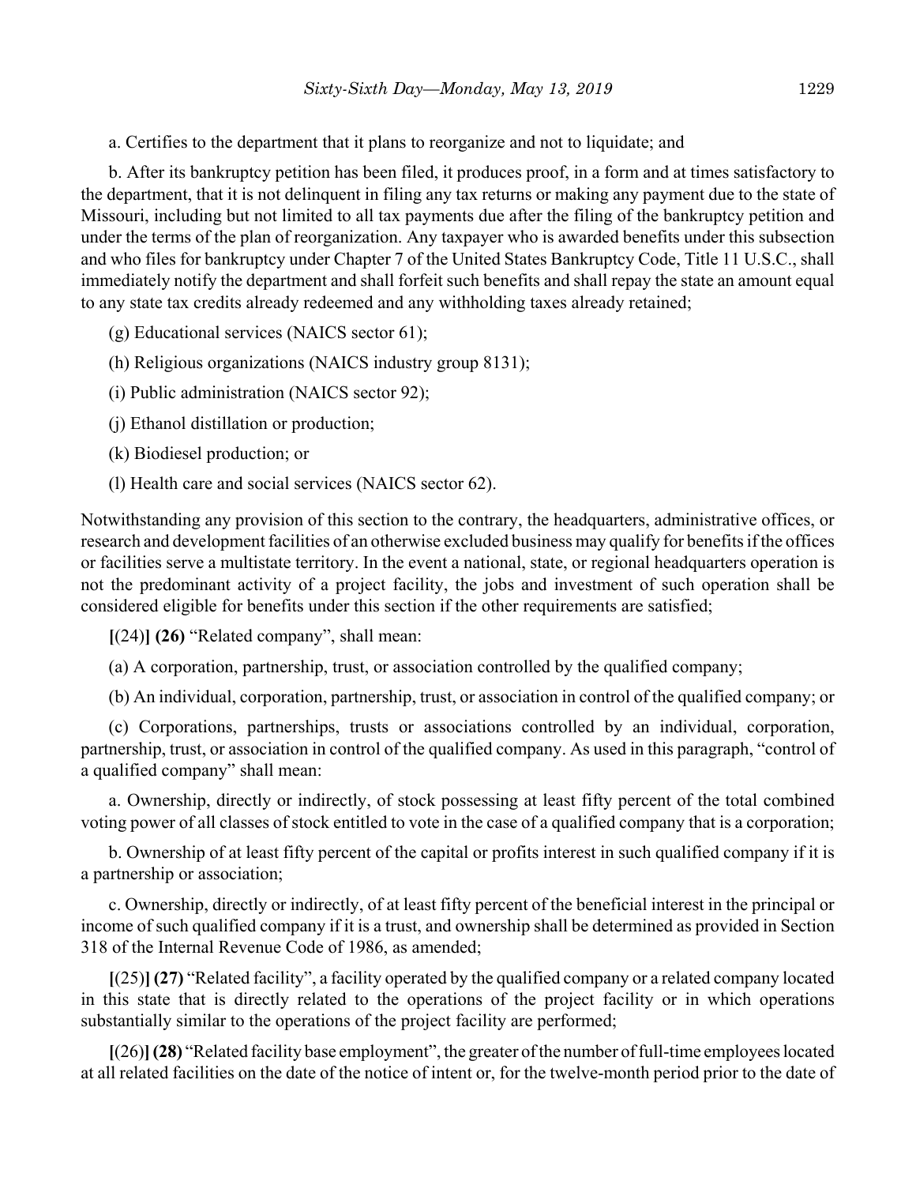a. Certifies to the department that it plans to reorganize and not to liquidate; and

b. After its bankruptcy petition has been filed, it produces proof, in a form and at times satisfactory to the department, that it is not delinquent in filing any tax returns or making any payment due to the state of Missouri, including but not limited to all tax payments due after the filing of the bankruptcy petition and under the terms of the plan of reorganization. Any taxpayer who is awarded benefits under this subsection and who files for bankruptcy under Chapter 7 of the United States Bankruptcy Code, Title 11 U.S.C., shall immediately notify the department and shall forfeit such benefits and shall repay the state an amount equal to any state tax credits already redeemed and any withholding taxes already retained;

(g) Educational services (NAICS sector 61);

(h) Religious organizations (NAICS industry group 8131);

(i) Public administration (NAICS sector 92);

(j) Ethanol distillation or production;

(k) Biodiesel production; or

(l) Health care and social services (NAICS sector 62).

Notwithstanding any provision of this section to the contrary, the headquarters, administrative offices, or research and development facilities of an otherwise excluded business may qualify for benefits if the offices or facilities serve a multistate territory. In the event a national, state, or regional headquarters operation is not the predominant activity of a project facility, the jobs and investment of such operation shall be considered eligible for benefits under this section if the other requirements are satisfied;

**[**(24)**] (26)** "Related company", shall mean:

(a) A corporation, partnership, trust, or association controlled by the qualified company;

(b) An individual, corporation, partnership, trust, or association in control of the qualified company; or

(c) Corporations, partnerships, trusts or associations controlled by an individual, corporation, partnership, trust, or association in control of the qualified company. As used in this paragraph, "control of a qualified company" shall mean:

a. Ownership, directly or indirectly, of stock possessing at least fifty percent of the total combined voting power of all classes of stock entitled to vote in the case of a qualified company that is a corporation;

b. Ownership of at least fifty percent of the capital or profits interest in such qualified company if it is a partnership or association;

c. Ownership, directly or indirectly, of at least fifty percent of the beneficial interest in the principal or income of such qualified company if it is a trust, and ownership shall be determined as provided in Section 318 of the Internal Revenue Code of 1986, as amended;

**[**(25)**] (27)** "Related facility", a facility operated by the qualified company or a related company located in this state that is directly related to the operations of the project facility or in which operations substantially similar to the operations of the project facility are performed;

**[**(26)**] (28)** "Related facility base employment", the greater of the number of full-time employees located at all related facilities on the date of the notice of intent or, for the twelve-month period prior to the date of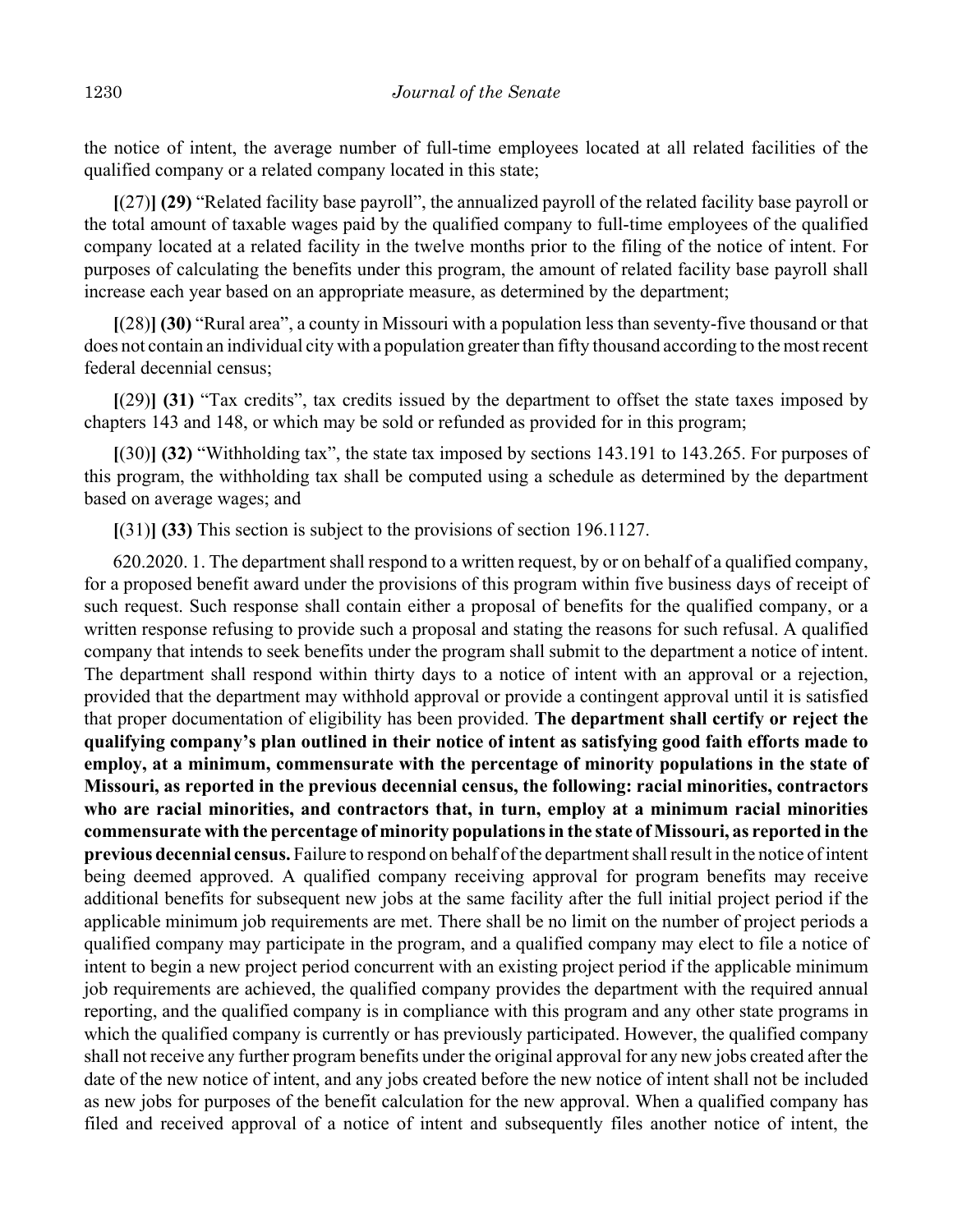the notice of intent, the average number of full-time employees located at all related facilities of the qualified company or a related company located in this state;

[(27)] **(29)** "Related facility base payroll", the annualized payroll of the related facility base payroll or the total amount of taxable wages paid by the qualified company to full-time employees of the qualified company located at a related facility in the twelve months prior to the filing of the notice of intent. For purposes of calculating the benefits under this program, the amount of related facility base payroll shall increase each year based on an appropriate measure, as determined by the department;

[(28)] **(30)** "Rural area", a county in Missouri with a population less than seventy-five thousand or that does not contain an individual city with a population greater than fifty thousand according to the most recent federal decennial census;

[(29)] **(31)** "Tax credits", tax credits issued by the department to offset the state taxes imposed by chapters 143 and 148, or which may be sold or refunded as provided for in this program;

[(30)] **(32)** "Withholding tax", the state tax imposed by sections 143.191 to 143.265. For purposes of this program, the withholding tax shall be computed using a schedule as determined by the department based on average wages; and

[(31)] **(33)** This section is subject to the provisions of section 196.1127.

620.2020. 1. The department shall respond to a written request, by or on behalf of a qualified company, for a proposed benefit award under the provisions of this program within five business days of receipt of such request. Such response shall contain either a proposal of benefits for the qualified company, or a written response refusing to provide such a proposal and stating the reasons for such refusal. A qualified company that intends to seek benefits under the program shall submit to the department a notice of intent. The department shall respond within thirty days to a notice of intent with an approval or a rejection, provided that the department may withhold approval or provide a contingent approval until it is satisfied that proper documentation of eligibility has been provided. **The department shall certify or reject the qualifying company's plan outlined in their notice of intent as satisfying good faith efforts made to employ, at a minimum, commensurate with the percentage of minority populations in the state of Missouri, as reported in the previous decennial census, the following: racial minorities, contractors who are racial minorities, and contractors that, in turn, employ at a minimum racial minorities commensurate with the percentage of minority populations in the state of Missouri, as reported in the previous decennial census.** Failure to respond on behalf of the department shall result in the notice of intent being deemed approved. A qualified company receiving approval for program benefits may receive additional benefits for subsequent new jobs at the same facility after the full initial project period if the applicable minimum job requirements are met. There shall be no limit on the number of project periods a qualified company may participate in the program, and a qualified company may elect to file a notice of intent to begin a new project period concurrent with an existing project period if the applicable minimum job requirements are achieved, the qualified company provides the department with the required annual reporting, and the qualified company is in compliance with this program and any other state programs in which the qualified company is currently or has previously participated. However, the qualified company shall not receive any further program benefits under the original approval for any new jobs created after the date of the new notice of intent, and any jobs created before the new notice of intent shall not be included as new jobs for purposes of the benefit calculation for the new approval. When a qualified company has filed and received approval of a notice of intent and subsequently files another notice of intent, the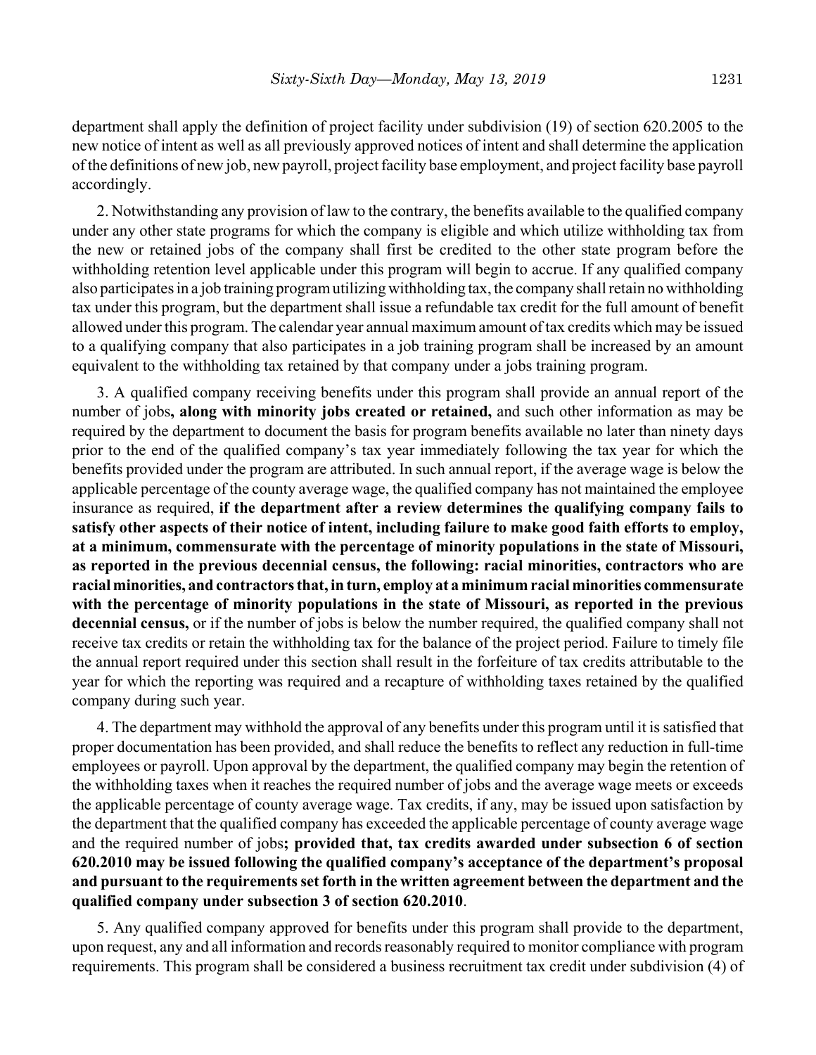department shall apply the definition of project facility under subdivision (19) of section 620.2005 to the new notice of intent as well as all previously approved notices of intent and shall determine the application of the definitions of new job, new payroll, project facility base employment, and project facility base payroll accordingly.

2. Notwithstanding any provision of law to the contrary, the benefits available to the qualified company under any other state programs for which the company is eligible and which utilize withholding tax from the new or retained jobs of the company shall first be credited to the other state program before the withholding retention level applicable under this program will begin to accrue. If any qualified company also participates in a job training program utilizing withholding tax, the company shall retain no withholding tax under this program, but the department shall issue a refundable tax credit for the full amount of benefit allowed under this program. The calendar year annual maximum amount of tax credits which may be issued to a qualifying company that also participates in a job training program shall be increased by an amount equivalent to the withholding tax retained by that company under a jobs training program.

3. A qualified company receiving benefits under this program shall provide an annual report of the number of jobs**, along with minority jobs created or retained,** and such other information as may be required by the department to document the basis for program benefits available no later than ninety days prior to the end of the qualified company's tax year immediately following the tax year for which the benefits provided under the program are attributed. In such annual report, if the average wage is below the applicable percentage of the county average wage, the qualified company has not maintained the employee insurance as required, **if the department after a review determines the qualifying company fails to satisfy other aspects of their notice of intent, including failure to make good faith efforts to employ, at a minimum, commensurate with the percentage of minority populations in the state of Missouri, as reported in the previous decennial census, the following: racial minorities, contractors who are racial minorities, and contractors that, in turn, employ at a minimum racial minorities commensurate with the percentage of minority populations in the state of Missouri, as reported in the previous decennial census,** or if the number of jobs is below the number required, the qualified company shall not receive tax credits or retain the withholding tax for the balance of the project period. Failure to timely file the annual report required under this section shall result in the forfeiture of tax credits attributable to the year for which the reporting was required and a recapture of withholding taxes retained by the qualified company during such year.

4. The department may withhold the approval of any benefits under this program until it is satisfied that proper documentation has been provided, and shall reduce the benefits to reflect any reduction in full-time employees or payroll. Upon approval by the department, the qualified company may begin the retention of the withholding taxes when it reaches the required number of jobs and the average wage meets or exceeds the applicable percentage of county average wage. Tax credits, if any, may be issued upon satisfaction by the department that the qualified company has exceeded the applicable percentage of county average wage and the required number of jobs**; provided that, tax credits awarded under subsection 6 of section 620.2010 may be issued following the qualified company's acceptance of the department's proposal and pursuant to the requirements set forth in the written agreement between the department and the qualified company under subsection 3 of section 620.2010**.

5. Any qualified company approved for benefits under this program shall provide to the department, upon request, any and all information and records reasonably required to monitor compliance with program requirements. This program shall be considered a business recruitment tax credit under subdivision (4) of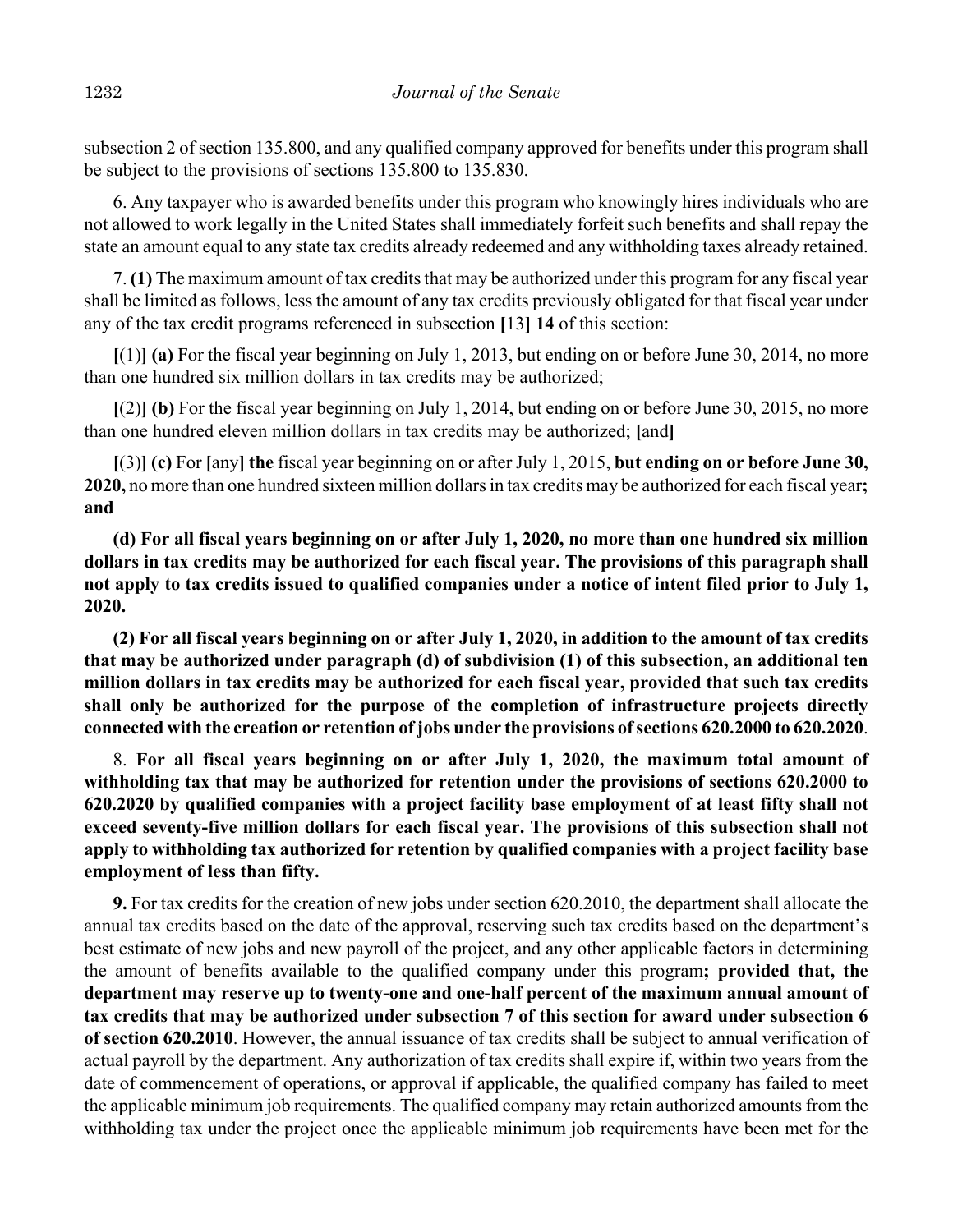subsection 2 of section 135.800, and any qualified company approved for benefits under this program shall be subject to the provisions of sections 135.800 to 135.830.

6. Any taxpayer who is awarded benefits under this program who knowingly hires individuals who are not allowed to work legally in the United States shall immediately forfeit such benefits and shall repay the state an amount equal to any state tax credits already redeemed and any withholding taxes already retained.

7. **(1)** The maximum amount of tax credits that may be authorized under this program for any fiscal year shall be limited as follows, less the amount of any tax credits previously obligated for that fiscal year under any of the tax credit programs referenced in subsection **[**13**] 14** of this section:

**[**(1)**] (a)** For the fiscal year beginning on July 1, 2013, but ending on or before June 30, 2014, no more than one hundred six million dollars in tax credits may be authorized;

**[**(2)**] (b)** For the fiscal year beginning on July 1, 2014, but ending on or before June 30, 2015, no more than one hundred eleven million dollars in tax credits may be authorized; **[**and**]**

**[**(3)**] (c)** For **[**any**] the** fiscal year beginning on or after July 1, 2015, **but ending on or before June 30, 2020,** no more than one hundred sixteen million dollars in tax credits may be authorized for each fiscal year**; and**

**(d) For all fiscal years beginning on or after July 1, 2020, no more than one hundred six million dollars in tax credits may be authorized for each fiscal year. The provisions of this paragraph shall not apply to tax credits issued to qualified companies under a notice of intent filed prior to July 1, 2020.**

**(2) For all fiscal years beginning on or after July 1, 2020, in addition to the amount of tax credits that may be authorized under paragraph (d) of subdivision (1) of this subsection, an additional ten million dollars in tax credits may be authorized for each fiscal year, provided that such tax credits shall only be authorized for the purpose of the completion of infrastructure projects directly connected with the creation or retention of jobs under the provisions of sections 620.2000 to 620.2020**.

8. **For all fiscal years beginning on or after July 1, 2020, the maximum total amount of withholding tax that may be authorized for retention under the provisions of sections 620.2000 to 620.2020 by qualified companies with a project facility base employment of at least fifty shall not exceed seventy-five million dollars for each fiscal year. The provisions of this subsection shall not apply to withholding tax authorized for retention by qualified companies with a project facility base employment of less than fifty.**

**9.** For tax credits for the creation of new jobs under section 620.2010, the department shall allocate the annual tax credits based on the date of the approval, reserving such tax credits based on the department's best estimate of new jobs and new payroll of the project, and any other applicable factors in determining the amount of benefits available to the qualified company under this program**; provided that, the department may reserve up to twenty-one and one-half percent of the maximum annual amount of tax credits that may be authorized under subsection 7 of this section for award under subsection 6 of section 620.2010**. However, the annual issuance of tax credits shall be subject to annual verification of actual payroll by the department. Any authorization of tax credits shall expire if, within two years from the date of commencement of operations, or approval if applicable, the qualified company has failed to meet the applicable minimum job requirements. The qualified company may retain authorized amounts from the withholding tax under the project once the applicable minimum job requirements have been met for the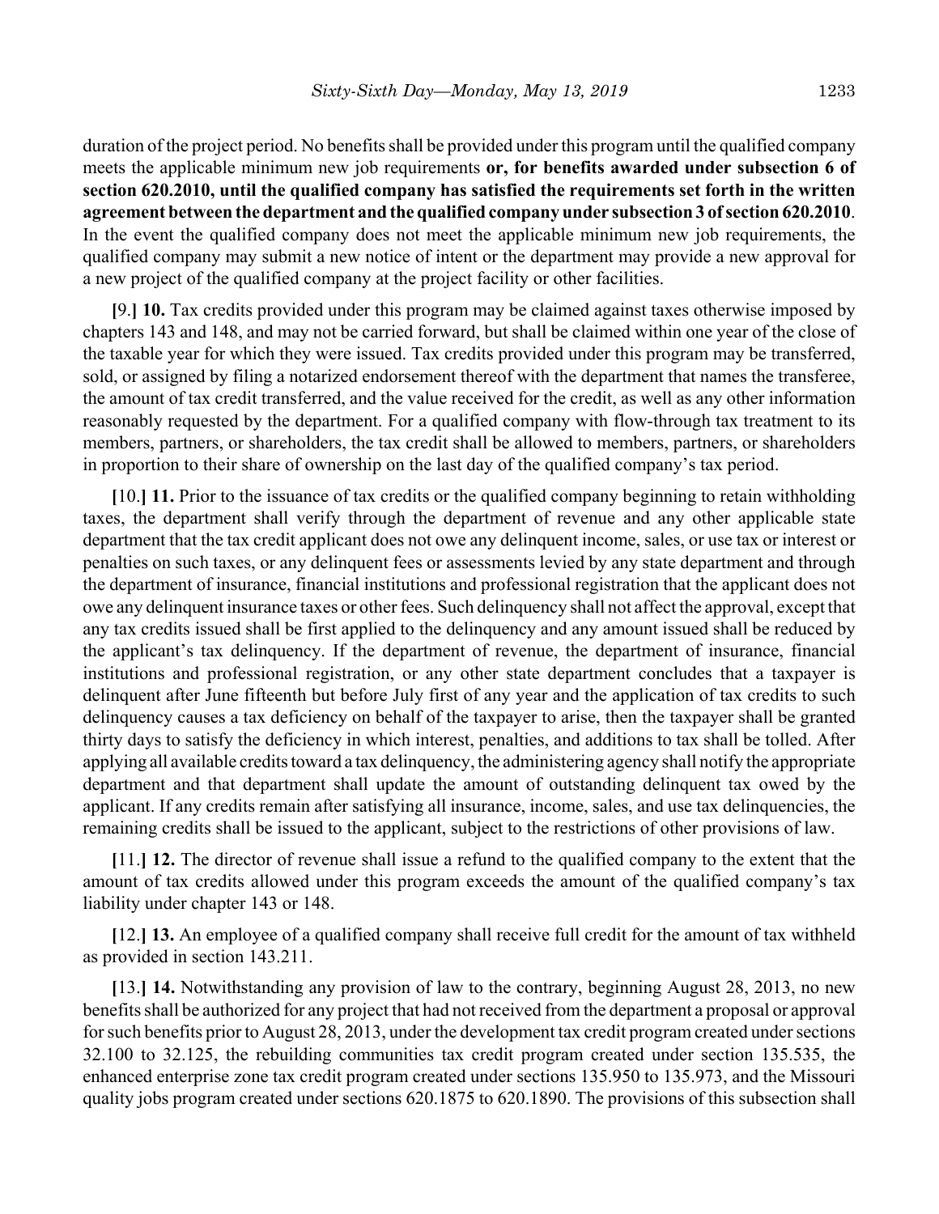duration of the project period. No benefits shall be provided under this program until the qualified company meets the applicable minimum new job requirements **or, for benefits awarded under subsection 6 of section 620.2010, until the qualified company has satisfied the requirements set forth in the written agreement between the department and the qualified company under subsection 3 of section 620.2010**. In the event the qualified company does not meet the applicable minimum new job requirements, the qualified company may submit a new notice of intent or the department may provide a new approval for a new project of the qualified company at the project facility or other facilities.

**[**9.**] 10.** Tax credits provided under this program may be claimed against taxes otherwise imposed by chapters 143 and 148, and may not be carried forward, but shall be claimed within one year of the close of the taxable year for which they were issued. Tax credits provided under this program may be transferred, sold, or assigned by filing a notarized endorsement thereof with the department that names the transferee, the amount of tax credit transferred, and the value received for the credit, as well as any other information reasonably requested by the department. For a qualified company with flow-through tax treatment to its members, partners, or shareholders, the tax credit shall be allowed to members, partners, or shareholders in proportion to their share of ownership on the last day of the qualified company's tax period.

**[**10.**] 11.** Prior to the issuance of tax credits or the qualified company beginning to retain withholding taxes, the department shall verify through the department of revenue and any other applicable state department that the tax credit applicant does not owe any delinquent income, sales, or use tax or interest or penalties on such taxes, or any delinquent fees or assessments levied by any state department and through the department of insurance, financial institutions and professional registration that the applicant does not owe any delinquent insurance taxes or other fees. Such delinquency shall not affect the approval, except that any tax credits issued shall be first applied to the delinquency and any amount issued shall be reduced by the applicant's tax delinquency. If the department of revenue, the department of insurance, financial institutions and professional registration, or any other state department concludes that a taxpayer is delinquent after June fifteenth but before July first of any year and the application of tax credits to such delinquency causes a tax deficiency on behalf of the taxpayer to arise, then the taxpayer shall be granted thirty days to satisfy the deficiency in which interest, penalties, and additions to tax shall be tolled. After applying all available credits toward a tax delinquency, the administering agency shall notify the appropriate department and that department shall update the amount of outstanding delinquent tax owed by the applicant. If any credits remain after satisfying all insurance, income, sales, and use tax delinquencies, the remaining credits shall be issued to the applicant, subject to the restrictions of other provisions of law.

**[**11.**] 12.** The director of revenue shall issue a refund to the qualified company to the extent that the amount of tax credits allowed under this program exceeds the amount of the qualified company's tax liability under chapter 143 or 148.

**[**12.**] 13.** An employee of a qualified company shall receive full credit for the amount of tax withheld as provided in section 143.211.

**[**13.**] 14.** Notwithstanding any provision of law to the contrary, beginning August 28, 2013, no new benefits shall be authorized for any project that had not received from the department a proposal or approval for such benefits prior to August 28, 2013, under the development tax credit program created under sections 32.100 to 32.125, the rebuilding communities tax credit program created under section 135.535, the enhanced enterprise zone tax credit program created under sections 135.950 to 135.973, and the Missouri quality jobs program created under sections 620.1875 to 620.1890. The provisions of this subsection shall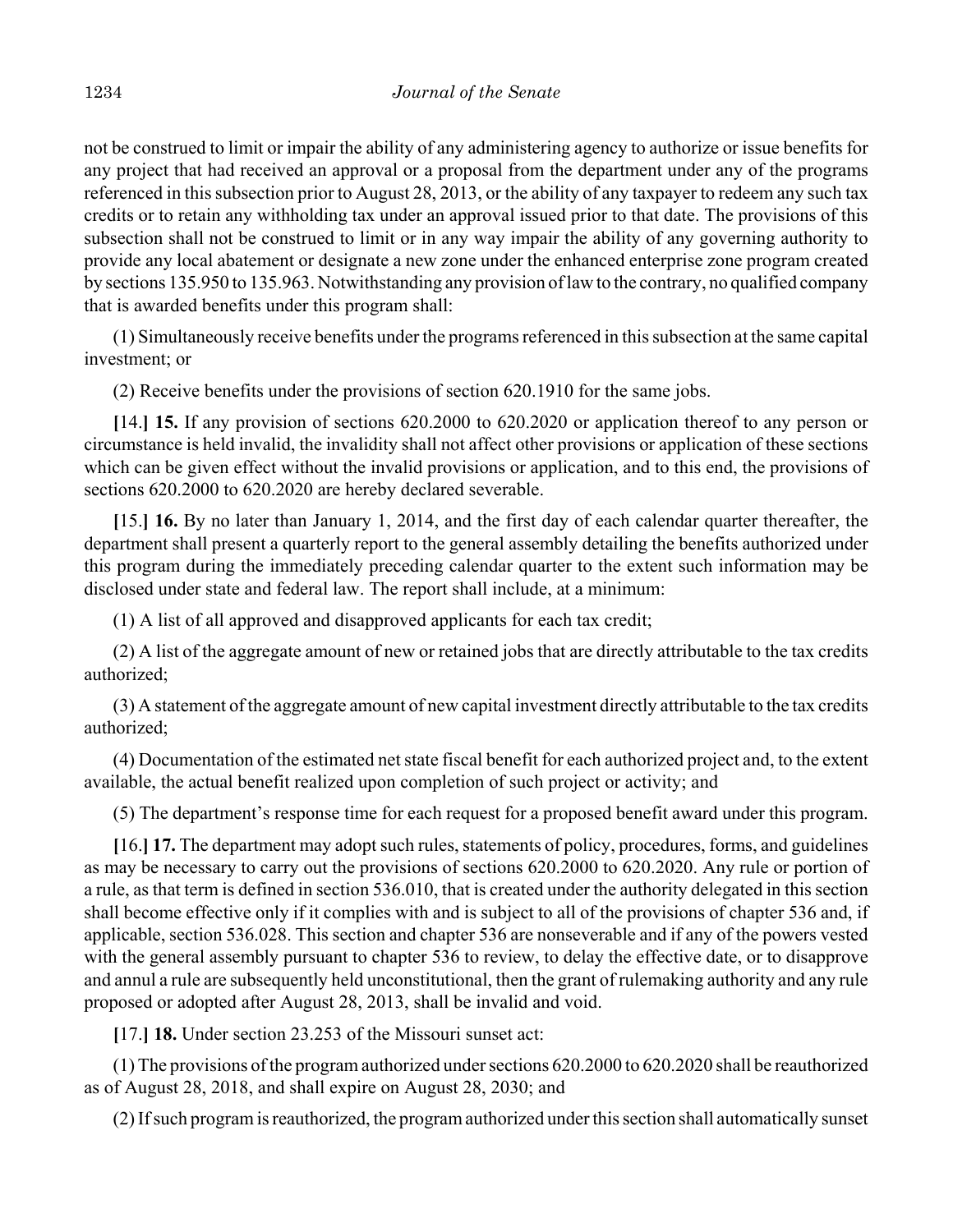not be construed to limit or impair the ability of any administering agency to authorize or issue benefits for any project that had received an approval or a proposal from the department under any of the programs referenced in this subsection prior to August 28, 2013, or the ability of any taxpayer to redeem any such tax credits or to retain any withholding tax under an approval issued prior to that date. The provisions of this subsection shall not be construed to limit or in any way impair the ability of any governing authority to provide any local abatement or designate a new zone under the enhanced enterprise zone program created by sections 135.950 to 135.963. Notwithstanding any provision of law to the contrary, no qualified company that is awarded benefits under this program shall:

(1) Simultaneously receive benefits under the programs referenced in this subsection at the same capital investment; or

(2) Receive benefits under the provisions of section 620.1910 for the same jobs.

**[**14.**] 15.** If any provision of sections 620.2000 to 620.2020 or application thereof to any person or circumstance is held invalid, the invalidity shall not affect other provisions or application of these sections which can be given effect without the invalid provisions or application, and to this end, the provisions of sections 620.2000 to 620.2020 are hereby declared severable.

**[**15.**] 16.** By no later than January 1, 2014, and the first day of each calendar quarter thereafter, the department shall present a quarterly report to the general assembly detailing the benefits authorized under this program during the immediately preceding calendar quarter to the extent such information may be disclosed under state and federal law. The report shall include, at a minimum:

(1) A list of all approved and disapproved applicants for each tax credit;

(2) A list of the aggregate amount of new or retained jobs that are directly attributable to the tax credits authorized;

(3) A statement of the aggregate amount of new capital investment directly attributable to the tax credits authorized;

(4) Documentation of the estimated net state fiscal benefit for each authorized project and, to the extent available, the actual benefit realized upon completion of such project or activity; and

(5) The department's response time for each request for a proposed benefit award under this program.

**[**16.**] 17.** The department may adopt such rules, statements of policy, procedures, forms, and guidelines as may be necessary to carry out the provisions of sections 620.2000 to 620.2020. Any rule or portion of a rule, as that term is defined in section 536.010, that is created under the authority delegated in this section shall become effective only if it complies with and is subject to all of the provisions of chapter 536 and, if applicable, section 536.028. This section and chapter 536 are nonseverable and if any of the powers vested with the general assembly pursuant to chapter 536 to review, to delay the effective date, or to disapprove and annul a rule are subsequently held unconstitutional, then the grant of rulemaking authority and any rule proposed or adopted after August 28, 2013, shall be invalid and void.

**[**17.**] 18.** Under section 23.253 of the Missouri sunset act:

(1) The provisions of the program authorized under sections 620.2000 to 620.2020 shall be reauthorized as of August 28, 2018, and shall expire on August 28, 2030; and

(2) If such program is reauthorized, the program authorized under this section shall automatically sunset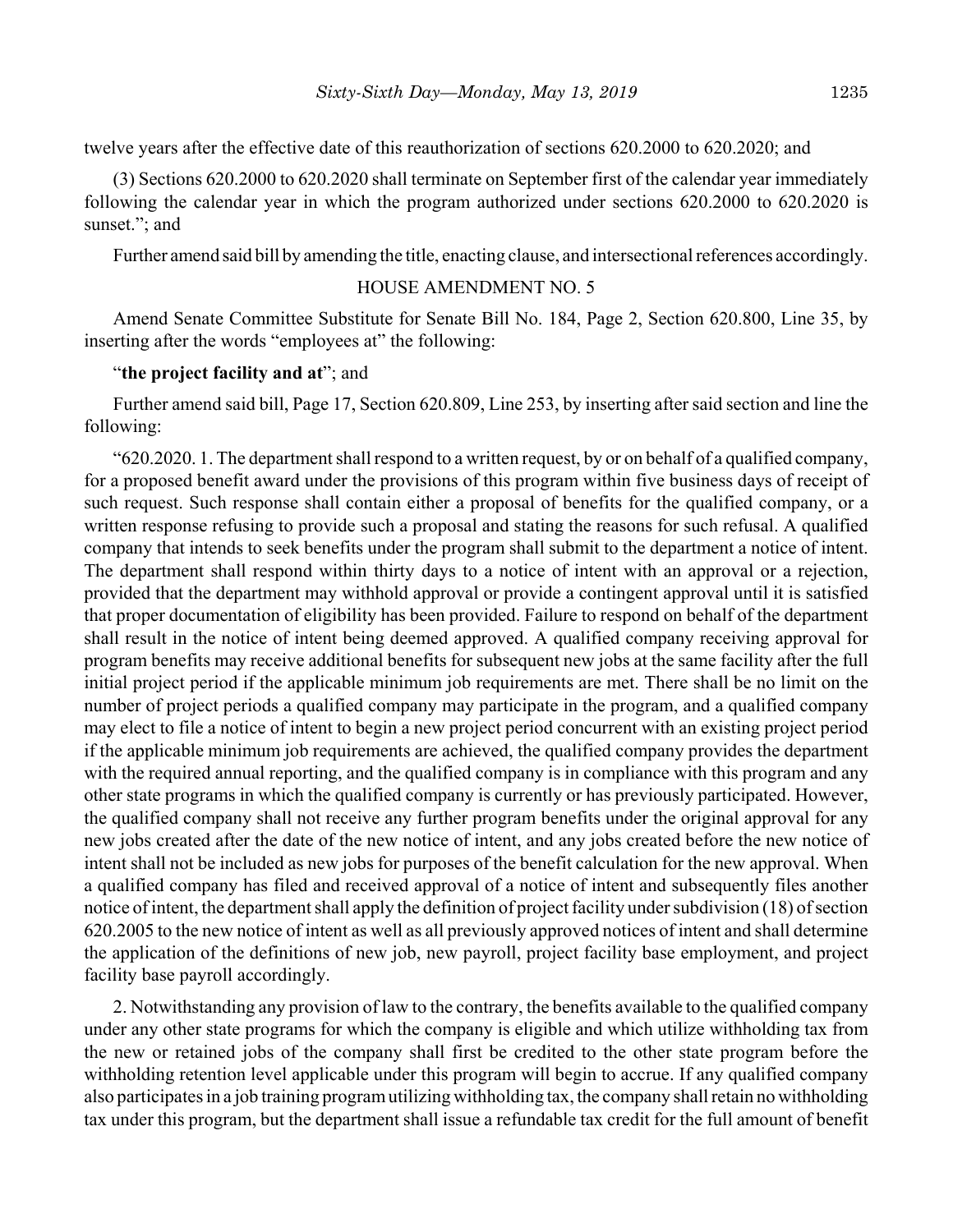twelve years after the effective date of this reauthorization of sections 620.2000 to 620.2020; and

(3) Sections 620.2000 to 620.2020 shall terminate on September first of the calendar year immediately following the calendar year in which the program authorized under sections 620.2000 to 620.2020 is sunset."; and

Further amend said bill by amending the title, enacting clause, and intersectional references accordingly.

HOUSE AMENDMENT NO. 5

Amend Senate Committee Substitute for Senate Bill No. 184, Page 2, Section 620.800, Line 35, by inserting after the words "employees at" the following:

"**the project facility and at**"; and

Further amend said bill, Page 17, Section 620.809, Line 253, by inserting after said section and line the following:

"620.2020. 1. The department shall respond to a written request, by or on behalf of a qualified company, for a proposed benefit award under the provisions of this program within five business days of receipt of such request. Such response shall contain either a proposal of benefits for the qualified company, or a written response refusing to provide such a proposal and stating the reasons for such refusal. A qualified company that intends to seek benefits under the program shall submit to the department a notice of intent. The department shall respond within thirty days to a notice of intent with an approval or a rejection, provided that the department may withhold approval or provide a contingent approval until it is satisfied that proper documentation of eligibility has been provided. Failure to respond on behalf of the department shall result in the notice of intent being deemed approved. A qualified company receiving approval for program benefits may receive additional benefits for subsequent new jobs at the same facility after the full initial project period if the applicable minimum job requirements are met. There shall be no limit on the number of project periods a qualified company may participate in the program, and a qualified company may elect to file a notice of intent to begin a new project period concurrent with an existing project period if the applicable minimum job requirements are achieved, the qualified company provides the department with the required annual reporting, and the qualified company is in compliance with this program and any other state programs in which the qualified company is currently or has previously participated. However, the qualified company shall not receive any further program benefits under the original approval for any new jobs created after the date of the new notice of intent, and any jobs created before the new notice of intent shall not be included as new jobs for purposes of the benefit calculation for the new approval. When a qualified company has filed and received approval of a notice of intent and subsequently files another notice of intent, the department shall apply the definition of project facility under subdivision (18) of section 620.2005 to the new notice of intent as well as all previously approved notices of intent and shall determine the application of the definitions of new job, new payroll, project facility base employment, and project facility base payroll accordingly.

2. Notwithstanding any provision of law to the contrary, the benefits available to the qualified company under any other state programs for which the company is eligible and which utilize withholding tax from the new or retained jobs of the company shall first be credited to the other state program before the withholding retention level applicable under this program will begin to accrue. If any qualified company also participates in a job training program utilizing withholding tax, the company shall retain no withholding tax under this program, but the department shall issue a refundable tax credit for the full amount of benefit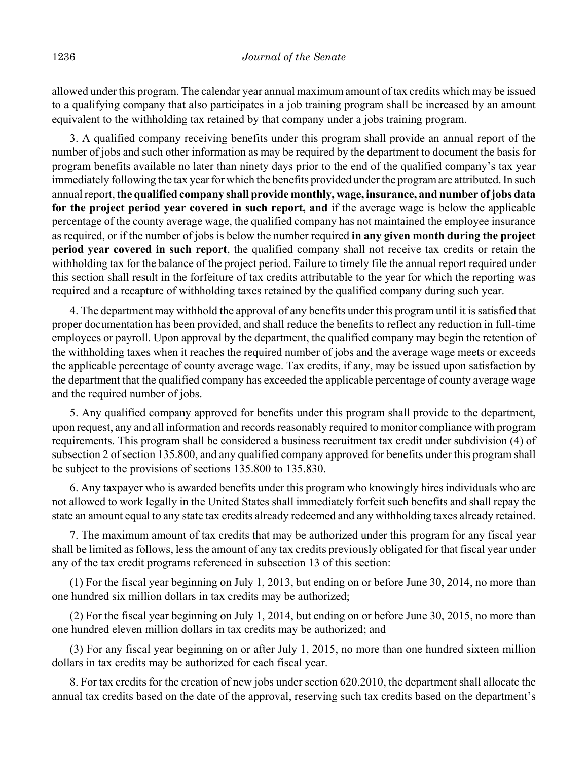allowed under this program. The calendar year annual maximum amount of tax credits which may be issued to a qualifying company that also participates in a job training program shall be increased by an amount equivalent to the withholding tax retained by that company under a jobs training program.

3. A qualified company receiving benefits under this program shall provide an annual report of the number of jobs and such other information as may be required by the department to document the basis for program benefits available no later than ninety days prior to the end of the qualified company's tax year immediately following the tax year for which the benefits provided under the program are attributed. In such annual report, **the qualified company shall provide monthly, wage, insurance, and number of jobs data for the project period year covered in such report, and** if the average wage is below the applicable percentage of the county average wage, the qualified company has not maintained the employee insurance as required, or if the number of jobs is below the number required **in any given month during the project period year covered in such report**, the qualified company shall not receive tax credits or retain the withholding tax for the balance of the project period. Failure to timely file the annual report required under this section shall result in the forfeiture of tax credits attributable to the year for which the reporting was required and a recapture of withholding taxes retained by the qualified company during such year.

4. The department may withhold the approval of any benefits under this program until it is satisfied that proper documentation has been provided, and shall reduce the benefits to reflect any reduction in full-time employees or payroll. Upon approval by the department, the qualified company may begin the retention of the withholding taxes when it reaches the required number of jobs and the average wage meets or exceeds the applicable percentage of county average wage. Tax credits, if any, may be issued upon satisfaction by the department that the qualified company has exceeded the applicable percentage of county average wage and the required number of jobs.

5. Any qualified company approved for benefits under this program shall provide to the department, upon request, any and all information and records reasonably required to monitor compliance with program requirements. This program shall be considered a business recruitment tax credit under subdivision (4) of subsection 2 of section 135.800, and any qualified company approved for benefits under this program shall be subject to the provisions of sections 135.800 to 135.830.

6. Any taxpayer who is awarded benefits under this program who knowingly hires individuals who are not allowed to work legally in the United States shall immediately forfeit such benefits and shall repay the state an amount equal to any state tax credits already redeemed and any withholding taxes already retained.

7. The maximum amount of tax credits that may be authorized under this program for any fiscal year shall be limited as follows, less the amount of any tax credits previously obligated for that fiscal year under any of the tax credit programs referenced in subsection 13 of this section:

(1) For the fiscal year beginning on July 1, 2013, but ending on or before June 30, 2014, no more than one hundred six million dollars in tax credits may be authorized;

(2) For the fiscal year beginning on July 1, 2014, but ending on or before June 30, 2015, no more than one hundred eleven million dollars in tax credits may be authorized; and

(3) For any fiscal year beginning on or after July 1, 2015, no more than one hundred sixteen million dollars in tax credits may be authorized for each fiscal year.

8. For tax credits for the creation of new jobs under section 620.2010, the department shall allocate the annual tax credits based on the date of the approval, reserving such tax credits based on the department's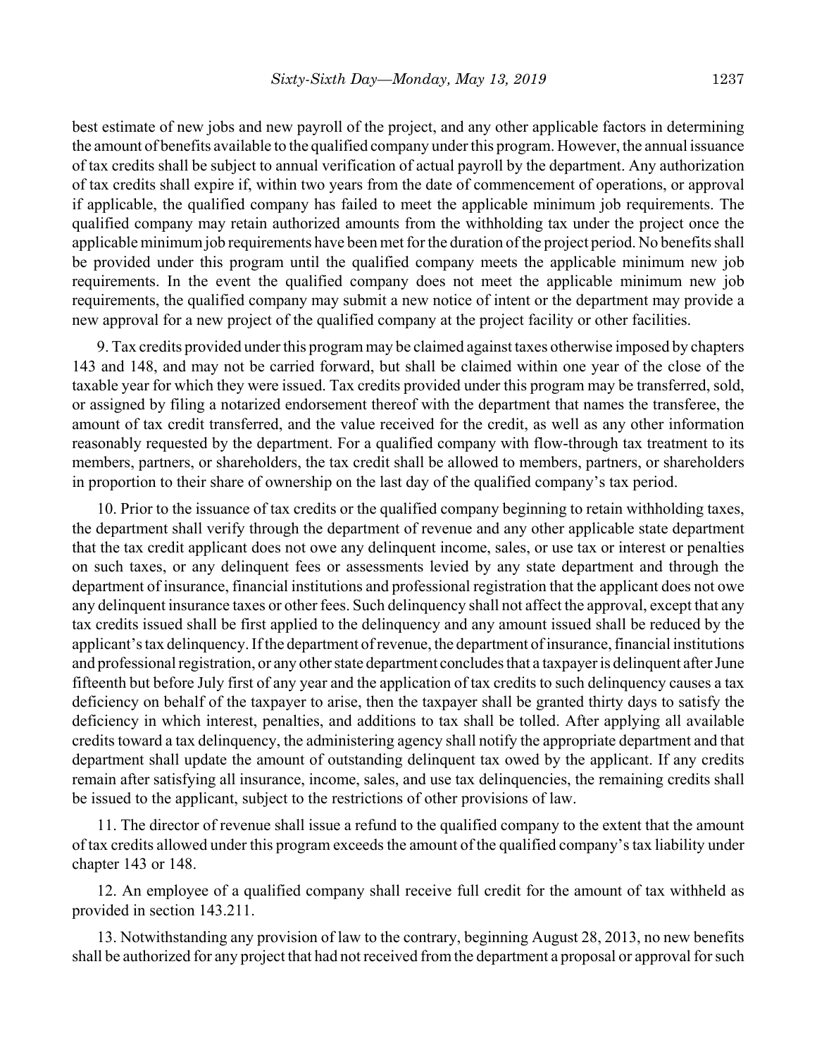best estimate of new jobs and new payroll of the project, and any other applicable factors in determining the amount of benefits available to the qualified company under this program. However, the annual issuance of tax credits shall be subject to annual verification of actual payroll by the department. Any authorization of tax credits shall expire if, within two years from the date of commencement of operations, or approval if applicable, the qualified company has failed to meet the applicable minimum job requirements. The qualified company may retain authorized amounts from the withholding tax under the project once the applicable minimum job requirements have been met for the duration of the project period. No benefits shall be provided under this program until the qualified company meets the applicable minimum new job requirements. In the event the qualified company does not meet the applicable minimum new job requirements, the qualified company may submit a new notice of intent or the department may provide a new approval for a new project of the qualified company at the project facility or other facilities.

9. Tax credits provided under this program may be claimed against taxes otherwise imposed by chapters 143 and 148, and may not be carried forward, but shall be claimed within one year of the close of the taxable year for which they were issued. Tax credits provided under this program may be transferred, sold, or assigned by filing a notarized endorsement thereof with the department that names the transferee, the amount of tax credit transferred, and the value received for the credit, as well as any other information reasonably requested by the department. For a qualified company with flow-through tax treatment to its members, partners, or shareholders, the tax credit shall be allowed to members, partners, or shareholders in proportion to their share of ownership on the last day of the qualified company's tax period.

10. Prior to the issuance of tax credits or the qualified company beginning to retain withholding taxes, the department shall verify through the department of revenue and any other applicable state department that the tax credit applicant does not owe any delinquent income, sales, or use tax or interest or penalties on such taxes, or any delinquent fees or assessments levied by any state department and through the department of insurance, financial institutions and professional registration that the applicant does not owe any delinquent insurance taxes or other fees. Such delinquency shall not affect the approval, except that any tax credits issued shall be first applied to the delinquency and any amount issued shall be reduced by the applicant's tax delinquency. If the department of revenue, the department of insurance, financial institutions and professional registration, or any other state department concludes that a taxpayer is delinquent after June fifteenth but before July first of any year and the application of tax credits to such delinquency causes a tax deficiency on behalf of the taxpayer to arise, then the taxpayer shall be granted thirty days to satisfy the deficiency in which interest, penalties, and additions to tax shall be tolled. After applying all available credits toward a tax delinquency, the administering agency shall notify the appropriate department and that department shall update the amount of outstanding delinquent tax owed by the applicant. If any credits remain after satisfying all insurance, income, sales, and use tax delinquencies, the remaining credits shall be issued to the applicant, subject to the restrictions of other provisions of law.

11. The director of revenue shall issue a refund to the qualified company to the extent that the amount of tax credits allowed under this program exceeds the amount of the qualified company's tax liability under chapter 143 or 148.

12. An employee of a qualified company shall receive full credit for the amount of tax withheld as provided in section 143.211.

13. Notwithstanding any provision of law to the contrary, beginning August 28, 2013, no new benefits shall be authorized for any project that had not received from the department a proposal or approval for such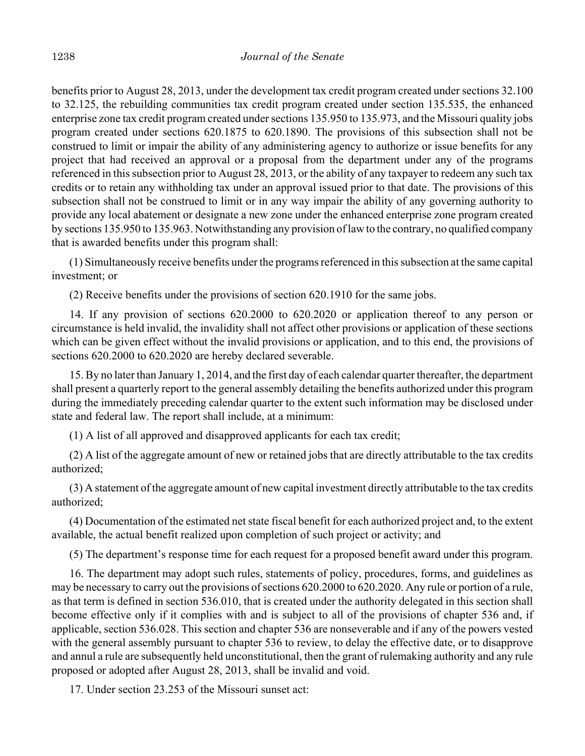benefits prior to August 28, 2013, under the development tax credit program created under sections 32.100 to 32.125, the rebuilding communities tax credit program created under section 135.535, the enhanced enterprise zone tax credit program created under sections 135.950 to 135.973, and the Missouri quality jobs program created under sections 620.1875 to 620.1890. The provisions of this subsection shall not be construed to limit or impair the ability of any administering agency to authorize or issue benefits for any project that had received an approval or a proposal from the department under any of the programs referenced in this subsection prior to August 28, 2013, or the ability of any taxpayer to redeem any such tax credits or to retain any withholding tax under an approval issued prior to that date. The provisions of this subsection shall not be construed to limit or in any way impair the ability of any governing authority to provide any local abatement or designate a new zone under the enhanced enterprise zone program created by sections 135.950 to 135.963. Notwithstanding any provision of law to the contrary, no qualified company that is awarded benefits under this program shall:

(1) Simultaneously receive benefits under the programs referenced in this subsection at the same capital investment; or

(2) Receive benefits under the provisions of section 620.1910 for the same jobs.

14. If any provision of sections 620.2000 to 620.2020 or application thereof to any person or circumstance is held invalid, the invalidity shall not affect other provisions or application of these sections which can be given effect without the invalid provisions or application, and to this end, the provisions of sections 620.2000 to 620.2020 are hereby declared severable.

15. By no later than January 1, 2014, and the first day of each calendar quarter thereafter, the department shall present a quarterly report to the general assembly detailing the benefits authorized under this program during the immediately preceding calendar quarter to the extent such information may be disclosed under state and federal law. The report shall include, at a minimum:

(1) A list of all approved and disapproved applicants for each tax credit;

(2) A list of the aggregate amount of new or retained jobs that are directly attributable to the tax credits authorized;

(3) A statement of the aggregate amount of new capital investment directly attributable to the tax credits authorized;

(4) Documentation of the estimated net state fiscal benefit for each authorized project and, to the extent available, the actual benefit realized upon completion of such project or activity; and

(5) The department's response time for each request for a proposed benefit award under this program.

16. The department may adopt such rules, statements of policy, procedures, forms, and guidelines as may be necessary to carry out the provisions of sections 620.2000 to 620.2020. Any rule or portion of a rule, as that term is defined in section 536.010, that is created under the authority delegated in this section shall become effective only if it complies with and is subject to all of the provisions of chapter 536 and, if applicable, section 536.028. This section and chapter 536 are nonseverable and if any of the powers vested with the general assembly pursuant to chapter 536 to review, to delay the effective date, or to disapprove and annul a rule are subsequently held unconstitutional, then the grant of rulemaking authority and any rule proposed or adopted after August 28, 2013, shall be invalid and void.

17. Under section 23.253 of the Missouri sunset act: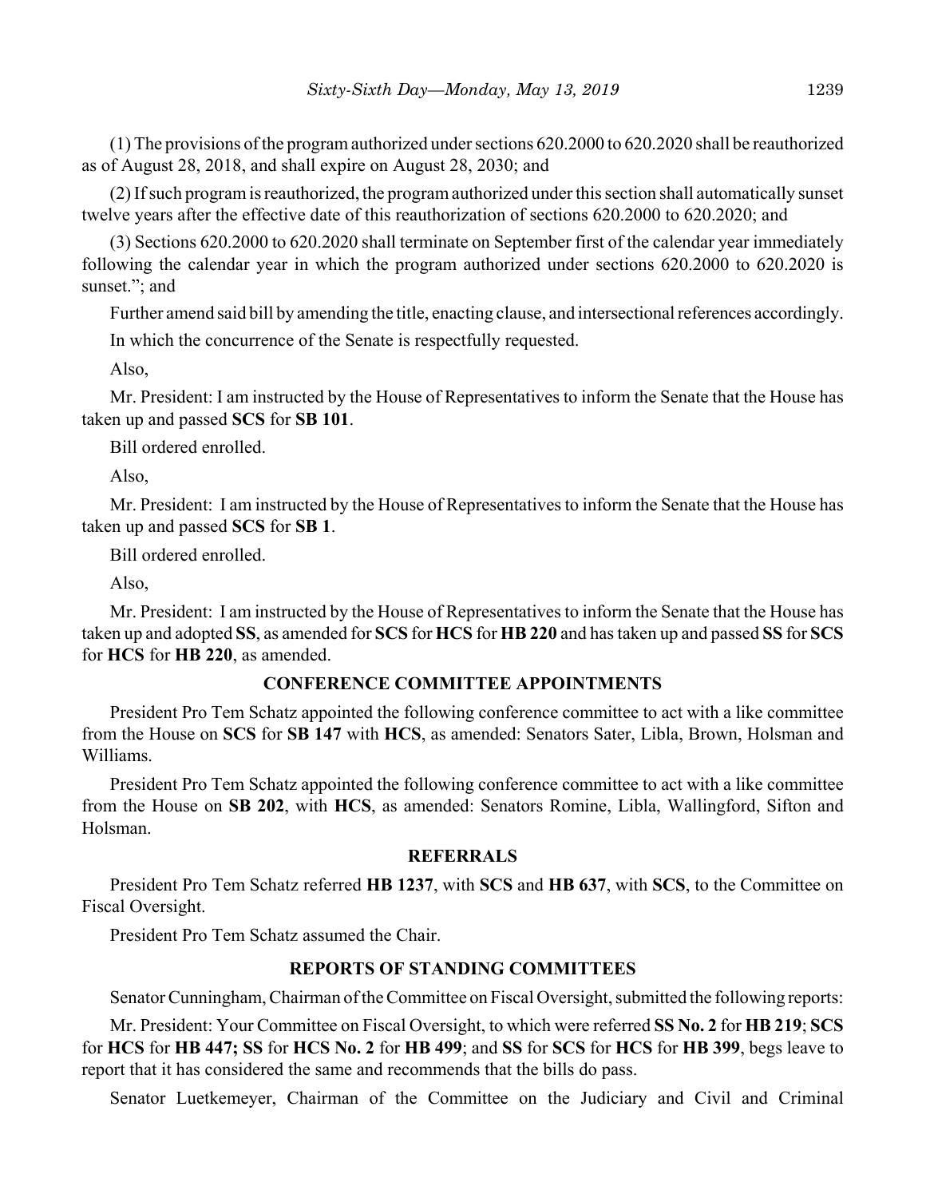(1) The provisions of the program authorized under sections 620.2000 to 620.2020 shall be reauthorized as of August 28, 2018, and shall expire on August 28, 2030; and

(2) If such program is reauthorized, the program authorized under this section shall automatically sunset twelve years after the effective date of this reauthorization of sections 620.2000 to 620.2020; and

(3) Sections 620.2000 to 620.2020 shall terminate on September first of the calendar year immediately following the calendar year in which the program authorized under sections 620.2000 to 620.2020 is sunset."; and

Further amend said bill by amending the title, enacting clause, and intersectional references accordingly.

In which the concurrence of the Senate is respectfully requested.

Also,

Mr. President: I am instructed by the House of Representatives to inform the Senate that the House has taken up and passed **SCS** for **SB 101**.

Bill ordered enrolled.

Also,

Mr. President: I am instructed by the House of Representatives to inform the Senate that the House has taken up and passed **SCS** for **SB 1**.

Bill ordered enrolled.

Also,

Mr. President: I am instructed by the House of Representatives to inform the Senate that the House has taken up and adopted **SS**, as amended for **SCS** for **HCS** for **HB 220** and has taken up and passed **SS** for **SCS** for **HCS** for **HB 220**, as amended.

## CONFERENCE COMMITTEE APPOINTMENTS

President Pro Tem Schatz appointed the following conference committee to act with a like committee from the House on **SCS** for **SB 147** with **HCS**, as amended: Senators Sater, Libla, Brown, Holsman and Williams.

President Pro Tem Schatz appointed the following conference committee to act with a like committee from the House on **SB 202**, with **HCS**, as amended: Senators Romine, Libla, Wallingford, Sifton and Holsman.

## REFERRALS

President Pro Tem Schatz referred **HB 1237**, with **SCS** and **HB 637**, with **SCS**, to the Committee on Fiscal Oversight.

President Pro Tem Schatz assumed the Chair.

## REPORTS OF STANDING COMMITTEES

Senator Cunningham, Chairman of the Committee on Fiscal Oversight, submitted the following reports:

Mr. President: Your Committee on Fiscal Oversight, to which were referred **SS No. 2** for **HB 219**; **SCS** for **HCS** for **HB 447; SS** for **HCS No. 2** for **HB 499**; and **SS** for **SCS** for **HCS** for **HB 399**, begs leave to report that it has considered the same and recommends that the bills do pass.

Senator Luetkemeyer, Chairman of the Committee on the Judiciary and Civil and Criminal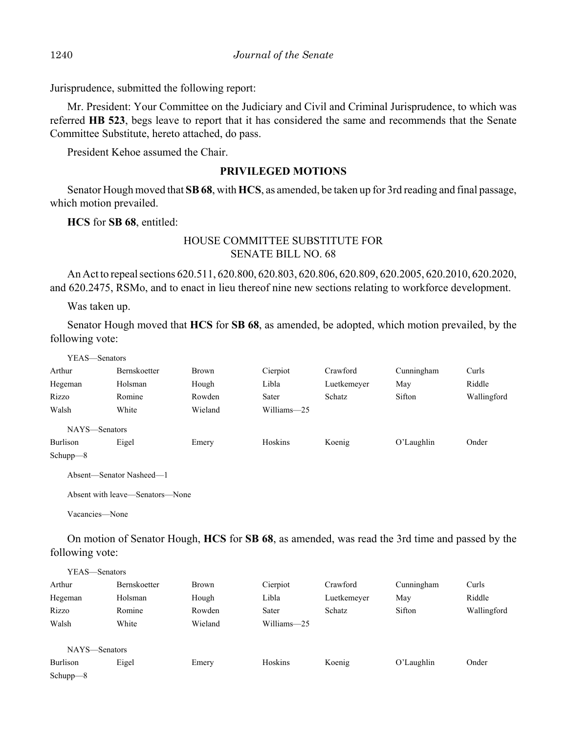Jurisprudence, submitted the following report:

Mr. President: Your Committee on the Judiciary and Civil and Criminal Jurisprudence, to which was referred **HB 523**, begs leave to report that it has considered the same and recommends that the Senate Committee Substitute, hereto attached, do pass.

President Kehoe assumed the Chair.

## PRIVILEGED MOTIONS

Senator Hough moved that **SB 68**, with **HCS**, as amended, be taken up for 3rd reading and final passage, which motion prevailed.

**HCS** for **SB 68**, entitled:

HOUSE COMMITTEE SUBSTITUTE FOR
SENATE BILL NO. 68

An Act to repeal sections 620.511, 620.800, 620.803, 620.806, 620.809, 620.2005, 620.2010, 620.2020, and 620.2475, RSMo, and to enact in lieu thereof nine new sections relating to workforce development.

Was taken up.

Senator Hough moved that **HCS** for **SB 68**, as amended, be adopted, which motion prevailed, by the following vote:

YEAS—Senators

| | | | | | | |
|---|---|---|---|---|---|---|
| Arthur | Bernskoetter | Brown | Cierpiot | Crawford | Cunningham | Curls |
| Hegeman | Holsman | Hough | Libla | Luetkemeyer | May | Riddle |
| Rizzo | Romine | Rowden | Sater | Schatz | Sifton | Wallingford |
| Walsh | White | Wieland | Williams—25 | | | |

NAYS—Senators

| | | | | | | |
|---|---|---|---|---|---|---|
| Burlison | Eigel | Emery | Hoskins | Koenig | O'Laughlin | Onder |
| Schupp—8 | | | | | | |

Absent—Senator Nasheed—1

Absent with leave—Senators—None

Vacancies—None

On motion of Senator Hough, **HCS** for **SB 68**, as amended, was read the 3rd time and passed by the following vote:

YEAS—Senators

| | | | | | | |
|---|---|---|---|---|---|---|
| Arthur | Bernskoetter | Brown | Cierpiot | Crawford | Cunningham | Curls |
| Hegeman | Holsman | Hough | Libla | Luetkemeyer | May | Riddle |
| Rizzo | Romine | Rowden | Sater | Schatz | Sifton | Wallingford |
| Walsh | White | Wieland | Williams—25 | | | |

NAYS—Senators

| | | | | | | |
|---|---|---|---|---|---|---|
| Burlison | Eigel | Emery | Hoskins | Koenig | O'Laughlin | Onder |
| Schupp—8 | | | | | | |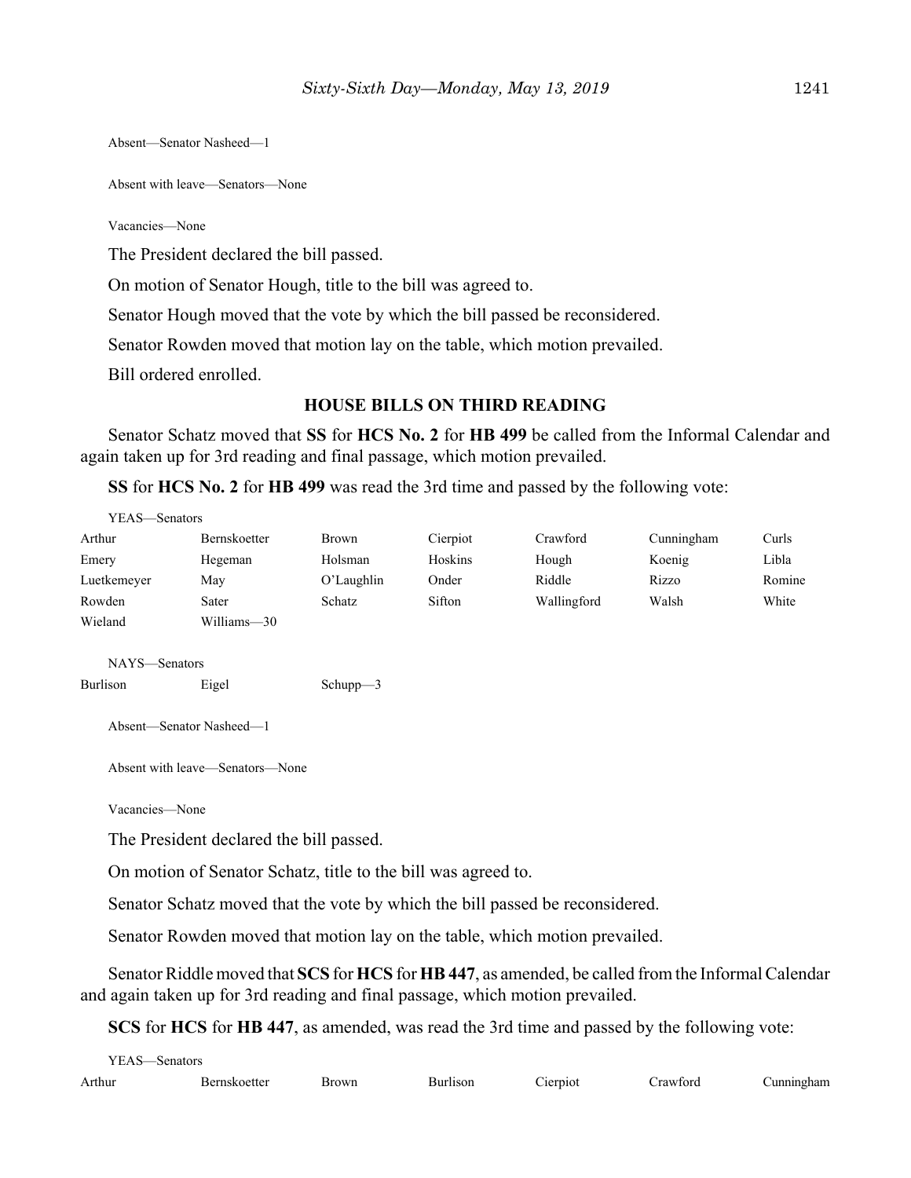Absent—Senator Nasheed—1

Absent with leave—Senators—None

Vacancies—None

The President declared the bill passed.

On motion of Senator Hough, title to the bill was agreed to.

Senator Hough moved that the vote by which the bill passed be reconsidered.

Senator Rowden moved that motion lay on the table, which motion prevailed.

Bill ordered enrolled.

## HOUSE BILLS ON THIRD READING

Senator Schatz moved that **SS** for **HCS No. 2** for **HB 499** be called from the Informal Calendar and again taken up for 3rd reading and final passage, which motion prevailed.

**SS** for **HCS No. 2** for **HB 499** was read the 3rd time and passed by the following vote:

YEAS—Senators

| | | | | | | |
|---|---|---|---|---|---|---|
| Arthur | Bernskoetter | Brown | Cierpiot | Crawford | Cunningham | Curls |
| Emery | Hegeman | Holsman | Hoskins | Hough | Koenig | Libla |
| Luetkemeyer | May | O'Laughlin | Onder | Riddle | Rizzo | Romine |
| Rowden | Sater | Schatz | Sifton | Wallingford | Walsh | White |
| Wieland | Williams—30 | | | | | |

NAYS—Senators

| | | |
|---|---|---|
| Burlison | Eigel | Schupp—3 |

Absent—Senator Nasheed—1

Absent with leave—Senators—None

Vacancies—None

The President declared the bill passed.

On motion of Senator Schatz, title to the bill was agreed to.

Senator Schatz moved that the vote by which the bill passed be reconsidered.

Senator Rowden moved that motion lay on the table, which motion prevailed.

Senator Riddle moved that **SCS** for **HCS** for **HB 447**, as amended, be called from the Informal Calendar and again taken up for 3rd reading and final passage, which motion prevailed.

**SCS** for **HCS** for **HB 447**, as amended, was read the 3rd time and passed by the following vote:

YEAS—Senators

| | | | | | | |
|---|---|---|---|---|---|---|
| Arthur | Bernskoetter | Brown | Burlison | Cierpiot | Crawford | Cunningham |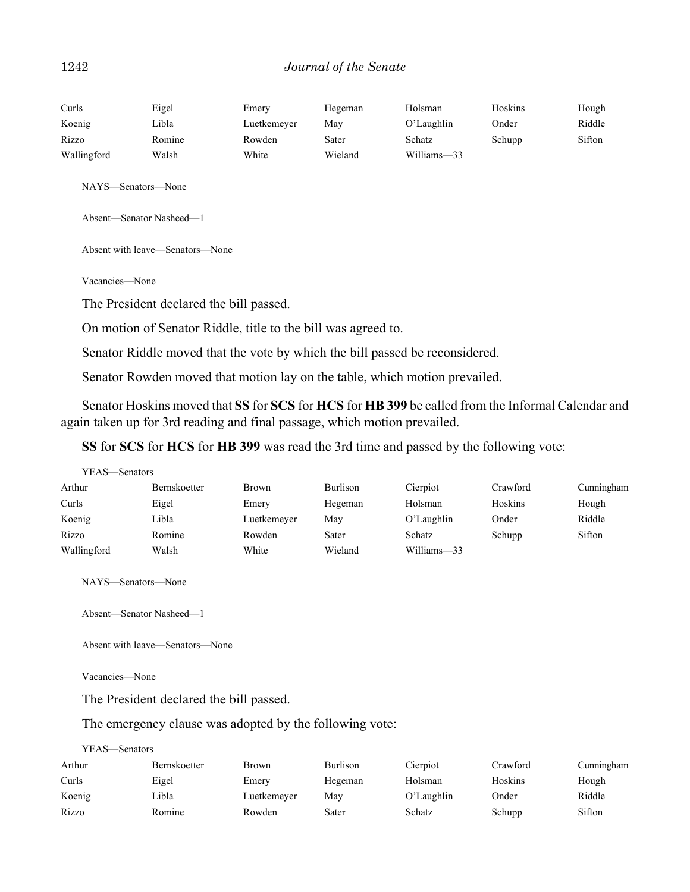| Curls | Eigel | Emery | Hegeman | Holsman | Hoskins | Hough |
|---|---|---|---|---|---|---|
| Koenig | Libla | Luetkemeyer | May | O'Laughlin | Onder | Riddle |
| Rizzo | Romine | Rowden | Sater | Schatz | Schupp | Sifton |
| Wallingford | Walsh | White | Wieland | Williams—33 | | |

NAYS—Senators—None

Absent—Senator Nasheed—1

Absent with leave—Senators—None

Vacancies—None

The President declared the bill passed.

On motion of Senator Riddle, title to the bill was agreed to.

Senator Riddle moved that the vote by which the bill passed be reconsidered.

Senator Rowden moved that motion lay on the table, which motion prevailed.

Senator Hoskins moved that **SS** for **SCS** for **HCS** for **HB 399** be called from the Informal Calendar and again taken up for 3rd reading and final passage, which motion prevailed.

**SS** for **SCS** for **HCS** for **HB 399** was read the 3rd time and passed by the following vote:

YEAS—Senators

| Arthur | Bernskoetter | Brown | Burlison | Cierpiot | Crawford | Cunningham |
|---|---|---|---|---|---|---|
| Curls | Eigel | Emery | Hegeman | Holsman | Hoskins | Hough |
| Koenig | Libla | Luetkemeyer | May | O'Laughlin | Onder | Riddle |
| Rizzo | Romine | Rowden | Sater | Schatz | Schupp | Sifton |
| Wallingford | Walsh | White | Wieland | Williams—33 | | |

NAYS—Senators—None

Absent—Senator Nasheed—1

Absent with leave—Senators—None

Vacancies—None

The President declared the bill passed.

The emergency clause was adopted by the following vote:

YEAS—Senators

| Arthur | Bernskoetter | Brown | Burlison | Cierpiot | Crawford | Cunningham |
|---|---|---|---|---|---|---|
| Curls | Eigel | Emery | Hegeman | Holsman | Hoskins | Hough |
| Koenig | Libla | Luetkemeyer | May | O'Laughlin | Onder | Riddle |
| Rizzo | Romine | Rowden | Sater | Schatz | Schupp | Sifton |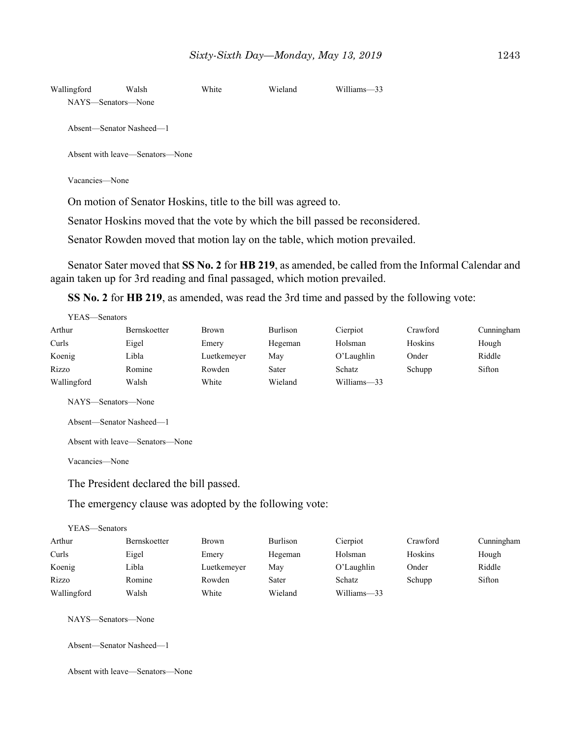| Wallingford | Walsh | White | Wieland | Williams—33 |
|---|---|---|---|---|

NAYS—Senators—None

Absent—Senator Nasheed—1

Absent with leave—Senators—None

Vacancies—None

On motion of Senator Hoskins, title to the bill was agreed to.

Senator Hoskins moved that the vote by which the bill passed be reconsidered.

Senator Rowden moved that motion lay on the table, which motion prevailed.

Senator Sater moved that **SS No. 2** for **HB 219**, as amended, be called from the Informal Calendar and again taken up for 3rd reading and final passaged, which motion prevailed.

**SS No. 2** for **HB 219**, as amended, was read the 3rd time and passed by the following vote:

YEAS—Senators

| Arthur | Bernskoetter | Brown | Burlison | Cierpiot | Crawford | Cunningham |
|---|---|---|---|---|---|---|
| Curls | Eigel | Emery | Hegeman | Holsman | Hoskins | Hough |
| Koenig | Libla | Luetkemeyer | May | O'Laughlin | Onder | Riddle |
| Rizzo | Romine | Rowden | Sater | Schatz | Schupp | Sifton |
| Wallingford | Walsh | White | Wieland | Williams—33 | | |

NAYS—Senators—None

Absent—Senator Nasheed—1

Absent with leave—Senators—None

Vacancies—None

The President declared the bill passed.

The emergency clause was adopted by the following vote:

YEAS—Senators

| Arthur | Bernskoetter | Brown | Burlison | Cierpiot | Crawford | Cunningham |
|---|---|---|---|---|---|---|
| Curls | Eigel | Emery | Hegeman | Holsman | Hoskins | Hough |
| Koenig | Libla | Luetkemeyer | May | O'Laughlin | Onder | Riddle |
| Rizzo | Romine | Rowden | Sater | Schatz | Schupp | Sifton |
| Wallingford | Walsh | White | Wieland | Williams—33 | | |

NAYS—Senators—None

Absent—Senator Nasheed—1

Absent with leave—Senators—None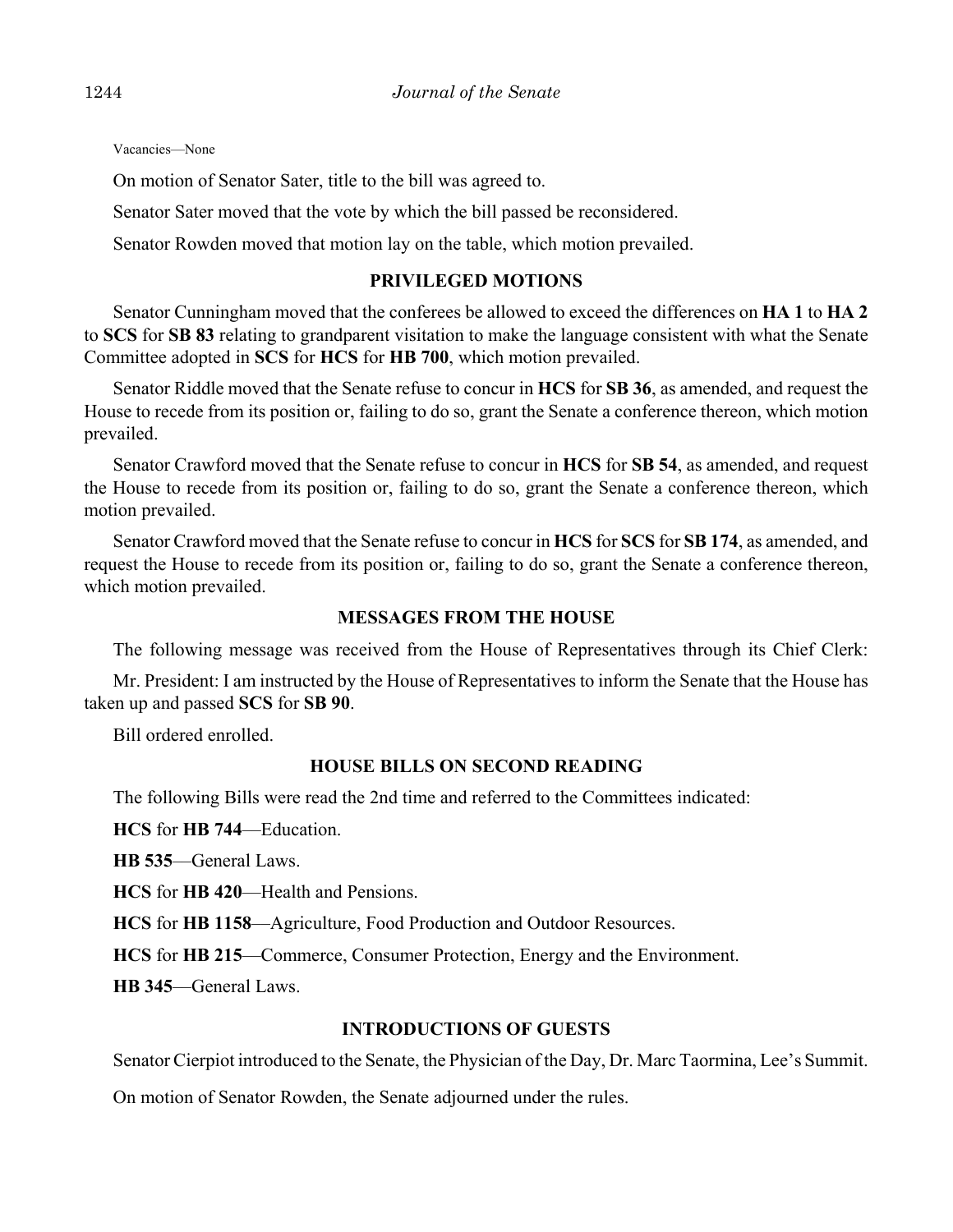Vacancies—None

On motion of Senator Sater, title to the bill was agreed to.

Senator Sater moved that the vote by which the bill passed be reconsidered.

Senator Rowden moved that motion lay on the table, which motion prevailed.

## PRIVILEGED MOTIONS

Senator Cunningham moved that the conferees be allowed to exceed the differences on **HA 1** to **HA 2** to **SCS** for **SB 83** relating to grandparent visitation to make the language consistent with what the Senate Committee adopted in **SCS** for **HCS** for **HB 700**, which motion prevailed.

Senator Riddle moved that the Senate refuse to concur in **HCS** for **SB 36**, as amended, and request the House to recede from its position or, failing to do so, grant the Senate a conference thereon, which motion prevailed.

Senator Crawford moved that the Senate refuse to concur in **HCS** for **SB 54**, as amended, and request the House to recede from its position or, failing to do so, grant the Senate a conference thereon, which motion prevailed.

Senator Crawford moved that the Senate refuse to concur in **HCS** for **SCS** for **SB 174**, as amended, and request the House to recede from its position or, failing to do so, grant the Senate a conference thereon, which motion prevailed.

## MESSAGES FROM THE HOUSE

The following message was received from the House of Representatives through its Chief Clerk:

Mr. President: I am instructed by the House of Representatives to inform the Senate that the House has taken up and passed **SCS** for **SB 90**.

Bill ordered enrolled.

## HOUSE BILLS ON SECOND READING

The following Bills were read the 2nd time and referred to the Committees indicated:

**HCS** for **HB 744**—Education.

**HB 535**—General Laws.

**HCS** for **HB 420**—Health and Pensions.

**HCS** for **HB 1158**—Agriculture, Food Production and Outdoor Resources.

**HCS** for **HB 215**—Commerce, Consumer Protection, Energy and the Environment.

**HB 345**—General Laws.

## INTRODUCTIONS OF GUESTS

Senator Cierpiot introduced to the Senate, the Physician of the Day, Dr. Marc Taormina, Lee's Summit.

On motion of Senator Rowden, the Senate adjourned under the rules.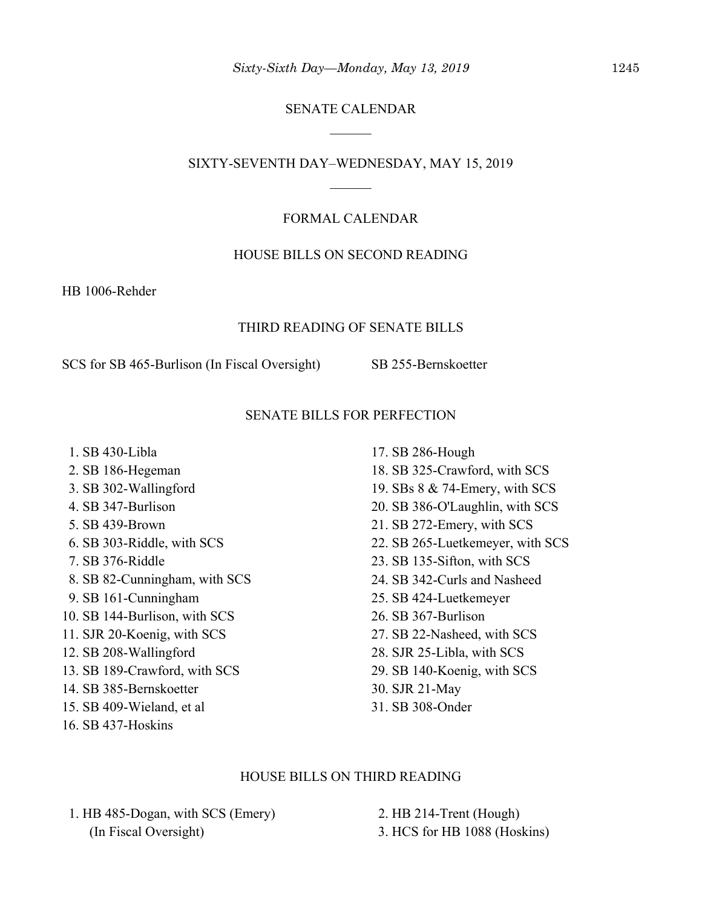## SENATE CALENDAR

______

## SIXTY-SEVENTH DAY–WEDNESDAY, MAY 15, 2019

______

### FORMAL CALENDAR

#### HOUSE BILLS ON SECOND READING

HB 1006-Rehder

#### THIRD READING OF SENATE BILLS

SCS for SB 465-Burlison (In Fiscal Oversight)

SB 255-Bernskoetter

#### SENATE BILLS FOR PERFECTION

1. SB 430-Libla
2. SB 186-Hegeman
3. SB 302-Wallingford
4. SB 347-Burlison
5. SB 439-Brown
6. SB 303-Riddle, with SCS
7. SB 376-Riddle
8. SB 82-Cunningham, with SCS
9. SB 161-Cunningham
10. SB 144-Burlison, with SCS
11. SJR 20-Koenig, with SCS
12. SB 208-Wallingford
13. SB 189-Crawford, with SCS
14. SB 385-Bernskoetter
15. SB 409-Wieland, et al
16. SB 437-Hoskins
17. SB 286-Hough
18. SB 325-Crawford, with SCS
19. SBs 8 & 74-Emery, with SCS
20. SB 386-O'Laughlin, with SCS
21. SB 272-Emery, with SCS
22. SB 265-Luetkemeyer, with SCS
23. SB 135-Sifton, with SCS
24. SB 342-Curls and Nasheed
25. SB 424-Luetkemeyer
26. SB 367-Burlison
27. SB 22-Nasheed, with SCS
28. SJR 25-Libla, with SCS
29. SB 140-Koenig, with SCS
30. SJR 21-May
31. SB 308-Onder

#### HOUSE BILLS ON THIRD READING

1. HB 485-Dogan, with SCS (Emery) (In Fiscal Oversight)
2. HB 214-Trent (Hough)
3. HCS for HB 1088 (Hoskins)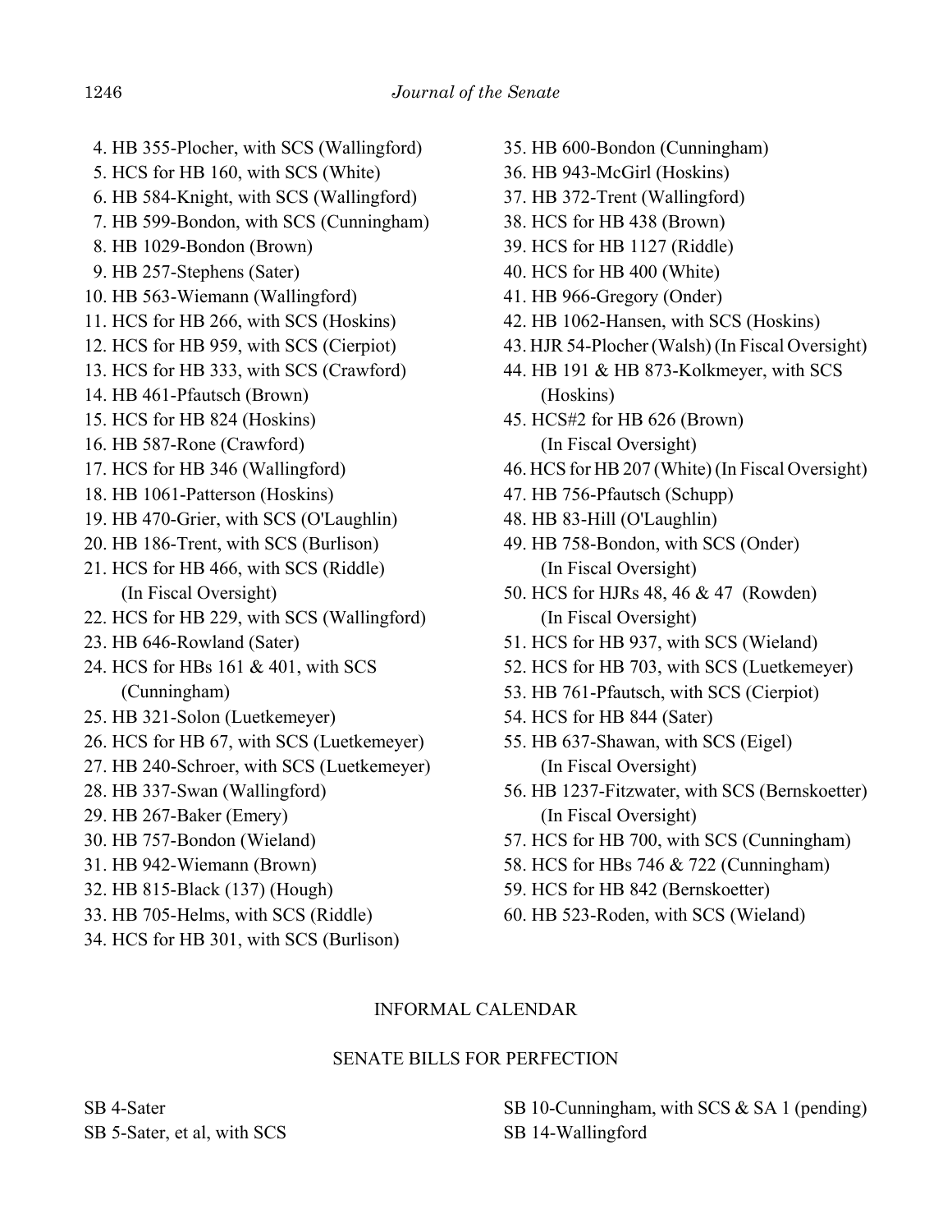4. HB 355-Plocher, with SCS (Wallingford)
5. HCS for HB 160, with SCS (White)
6. HB 584-Knight, with SCS (Wallingford)
7. HB 599-Bondon, with SCS (Cunningham)
8. HB 1029-Bondon (Brown)
9. HB 257-Stephens (Sater)
10. HB 563-Wiemann (Wallingford)
11. HCS for HB 266, with SCS (Hoskins)
12. HCS for HB 959, with SCS (Cierpiot)
13. HCS for HB 333, with SCS (Crawford)
14. HB 461-Pfautsch (Brown)
15. HCS for HB 824 (Hoskins)
16. HB 587-Rone (Crawford)
17. HCS for HB 346 (Wallingford)
18. HB 1061-Patterson (Hoskins)
19. HB 470-Grier, with SCS (O'Laughlin)
20. HB 186-Trent, with SCS (Burlison)
21. HCS for HB 466, with SCS (Riddle) (In Fiscal Oversight)
22. HCS for HB 229, with SCS (Wallingford)
23. HB 646-Rowland (Sater)
24. HCS for HBs 161 & 401, with SCS (Cunningham)
25. HB 321-Solon (Luetkemeyer)
26. HCS for HB 67, with SCS (Luetkemeyer)
27. HB 240-Schroer, with SCS (Luetkemeyer)
28. HB 337-Swan (Wallingford)
29. HB 267-Baker (Emery)
30. HB 757-Bondon (Wieland)
31. HB 942-Wiemann (Brown)
32. HB 815-Black (137) (Hough)
33. HB 705-Helms, with SCS (Riddle)
34. HCS for HB 301, with SCS (Burlison)
35. HB 600-Bondon (Cunningham)
36. HB 943-McGirl (Hoskins)
37. HB 372-Trent (Wallingford)
38. HCS for HB 438 (Brown)
39. HCS for HB 1127 (Riddle)
40. HCS for HB 400 (White)
41. HB 966-Gregory (Onder)
42. HB 1062-Hansen, with SCS (Hoskins)
43. HJR 54-Plocher (Walsh) (In Fiscal Oversight)
44. HB 191 & HB 873-Kolkmeyer, with SCS (Hoskins)
45. HCS#2 for HB 626 (Brown) (In Fiscal Oversight)
46. HCS for HB 207 (White) (In Fiscal Oversight)
47. HB 756-Pfautsch (Schupp)
48. HB 83-Hill (O'Laughlin)
49. HB 758-Bondon, with SCS (Onder) (In Fiscal Oversight)
50. HCS for HJRs 48, 46 & 47 (Rowden) (In Fiscal Oversight)
51. HCS for HB 937, with SCS (Wieland)
52. HCS for HB 703, with SCS (Luetkemeyer)
53. HB 761-Pfautsch, with SCS (Cierpiot)
54. HCS for HB 844 (Sater)
55. HB 637-Shawan, with SCS (Eigel) (In Fiscal Oversight)
56. HB 1237-Fitzwater, with SCS (Bernskoetter) (In Fiscal Oversight)
57. HCS for HB 700, with SCS (Cunningham)
58. HCS for HBs 746 & 722 (Cunningham)
59. HCS for HB 842 (Bernskoetter)
60. HB 523-Roden, with SCS (Wieland)

## INFORMAL CALENDAR

### SENATE BILLS FOR PERFECTION

SB 4-Sater
SB 5-Sater, et al, with SCS
SB 10-Cunningham, with SCS & SA 1 (pending)
SB 14-Wallingford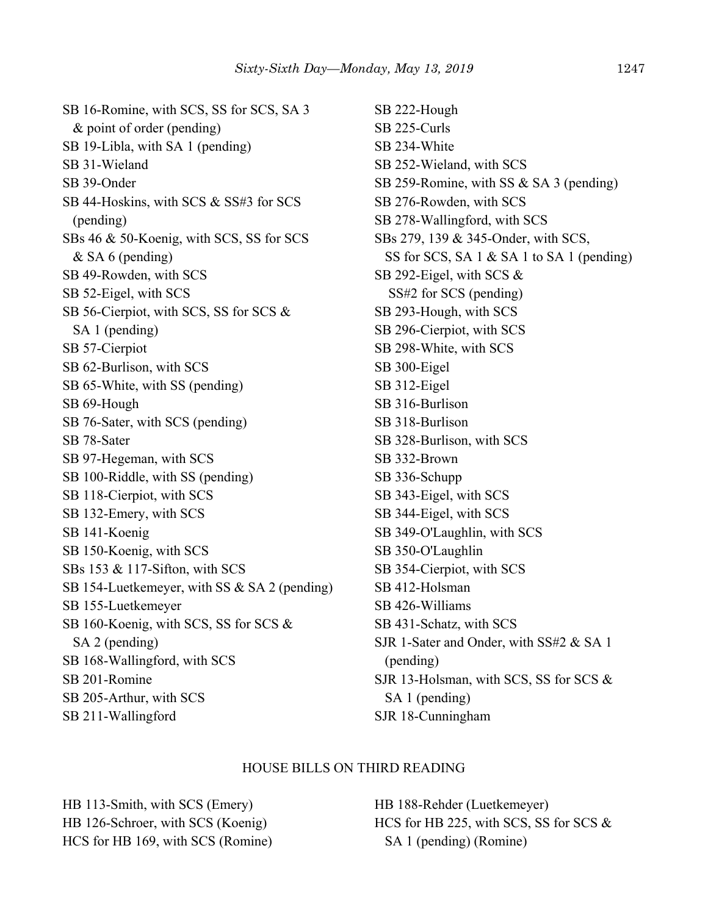SB 16-Romine, with SCS, SS for SCS, SA 3 & point of order (pending)
SB 19-Libla, with SA 1 (pending)
SB 31-Wieland
SB 39-Onder
SB 44-Hoskins, with SCS & SS#3 for SCS (pending)
SBs 46 & 50-Koenig, with SCS, SS for SCS & SA 6 (pending)
SB 49-Rowden, with SCS
SB 52-Eigel, with SCS
SB 56-Cierpiot, with SCS, SS for SCS & SA 1 (pending)
SB 57-Cierpiot
SB 62-Burlison, with SCS
SB 65-White, with SS (pending)
SB 69-Hough
SB 76-Sater, with SCS (pending)
SB 78-Sater
SB 97-Hegeman, with SCS
SB 100-Riddle, with SS (pending)
SB 118-Cierpiot, with SCS
SB 132-Emery, with SCS
SB 141-Koenig
SB 150-Koenig, with SCS
SBs 153 & 117-Sifton, with SCS
SB 154-Luetkemeyer, with SS & SA 2 (pending)
SB 155-Luetkemeyer
SB 160-Koenig, with SCS, SS for SCS & SA 2 (pending)
SB 168-Wallingford, with SCS
SB 201-Romine
SB 205-Arthur, with SCS
SB 211-Wallingford
SB 222-Hough
SB 225-Curls
SB 234-White
SB 252-Wieland, with SCS
SB 259-Romine, with SS & SA 3 (pending)
SB 276-Rowden, with SCS
SB 278-Wallingford, with SCS
SBs 279, 139 & 345-Onder, with SCS, SS for SCS, SA 1 & SA 1 to SA 1 (pending)
SB 292-Eigel, with SCS & SS#2 for SCS (pending)
SB 293-Hough, with SCS
SB 296-Cierpiot, with SCS
SB 298-White, with SCS
SB 300-Eigel
SB 312-Eigel
SB 316-Burlison
SB 318-Burlison
SB 328-Burlison, with SCS
SB 332-Brown
SB 336-Schupp
SB 343-Eigel, with SCS
SB 344-Eigel, with SCS
SB 349-O'Laughlin, with SCS
SB 350-O'Laughlin
SB 354-Cierpiot, with SCS
SB 412-Holsman
SB 426-Williams
SB 431-Schatz, with SCS
SJR 1-Sater and Onder, with SS#2 & SA 1 (pending)
SJR 13-Holsman, with SCS, SS for SCS & SA 1 (pending)
SJR 18-Cunningham

## HOUSE BILLS ON THIRD READING

HB 113-Smith, with SCS (Emery)
HB 126-Schroer, with SCS (Koenig)
HCS for HB 169, with SCS (Romine)
HB 188-Rehder (Luetkemeyer)
HCS for HB 225, with SCS, SS for SCS & SA 1 (pending) (Romine)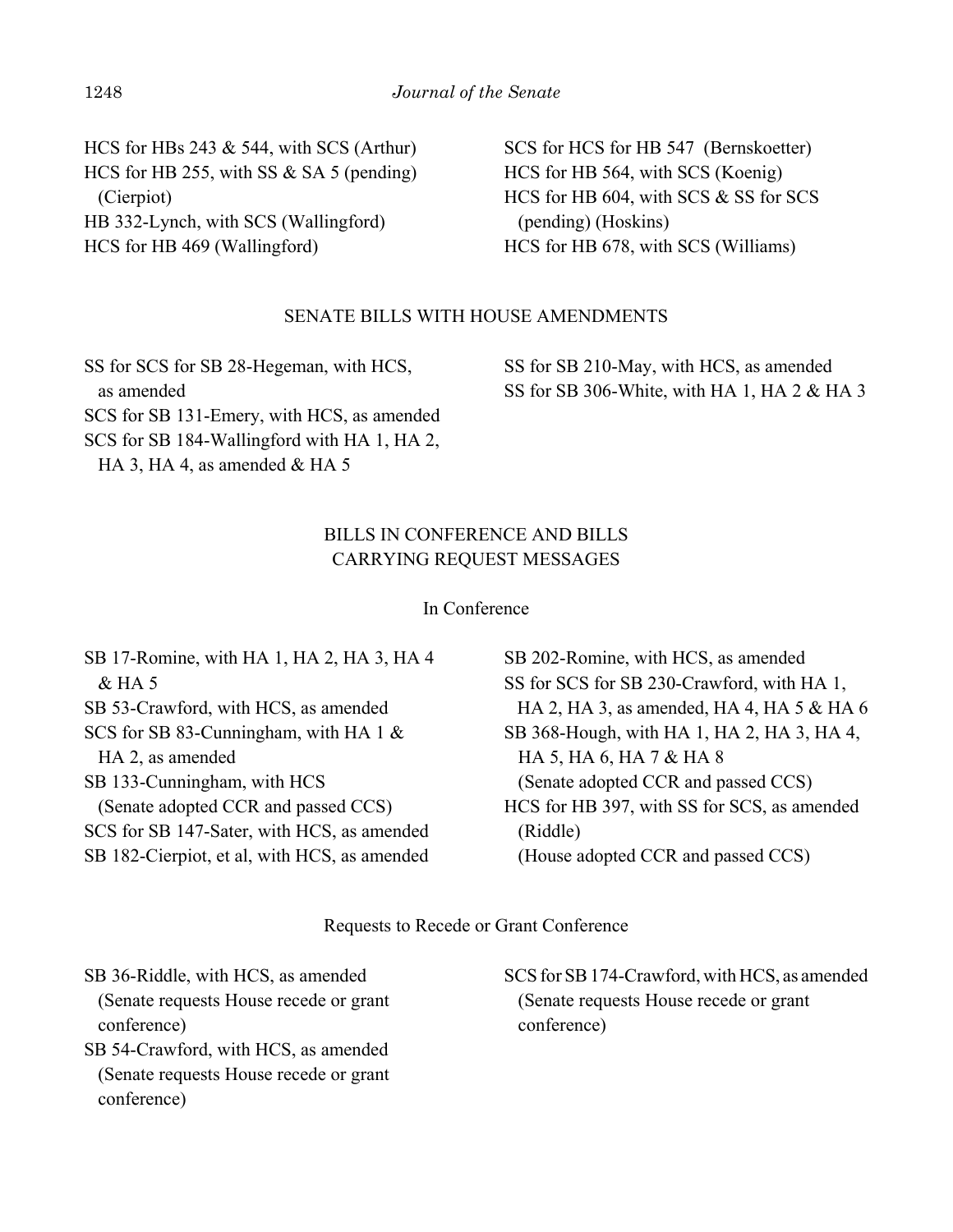HCS for HBs 243 & 544, with SCS (Arthur)
HCS for HB 255, with SS & SA 5 (pending) (Cierpiot)
HB 332-Lynch, with SCS (Wallingford)
HCS for HB 469 (Wallingford)
SCS for HCS for HB 547 (Bernskoetter)
HCS for HB 564, with SCS (Koenig)
HCS for HB 604, with SCS & SS for SCS (pending) (Hoskins)
HCS for HB 678, with SCS (Williams)

## SENATE BILLS WITH HOUSE AMENDMENTS

SS for SCS for SB 28-Hegeman, with HCS, as amended
SCS for SB 131-Emery, with HCS, as amended
SCS for SB 184-Wallingford with HA 1, HA 2, HA 3, HA 4, as amended & HA 5
SS for SB 210-May, with HCS, as amended
SS for SB 306-White, with HA 1, HA 2 & HA 3

## BILLS IN CONFERENCE AND BILLS CARRYING REQUEST MESSAGES

### In Conference

SB 17-Romine, with HA 1, HA 2, HA 3, HA 4 & HA 5
SB 53-Crawford, with HCS, as amended
SCS for SB 83-Cunningham, with HA 1 & HA 2, as amended
SB 133-Cunningham, with HCS (Senate adopted CCR and passed CCS)
SCS for SB 147-Sater, with HCS, as amended
SB 182-Cierpiot, et al, with HCS, as amended
SB 202-Romine, with HCS, as amended
SS for SCS for SB 230-Crawford, with HA 1, HA 2, HA 3, as amended, HA 4, HA 5 & HA 6
SB 368-Hough, with HA 1, HA 2, HA 3, HA 4, HA 5, HA 6, HA 7 & HA 8 (Senate adopted CCR and passed CCS)
HCS for HB 397, with SS for SCS, as amended (Riddle) (House adopted CCR and passed CCS)

### Requests to Recede or Grant Conference

SB 36-Riddle, with HCS, as amended (Senate requests House recede or grant conference)
SB 54-Crawford, with HCS, as amended (Senate requests House recede or grant conference)
SCS for SB 174-Crawford, with HCS, as amended (Senate requests House recede or grant conference)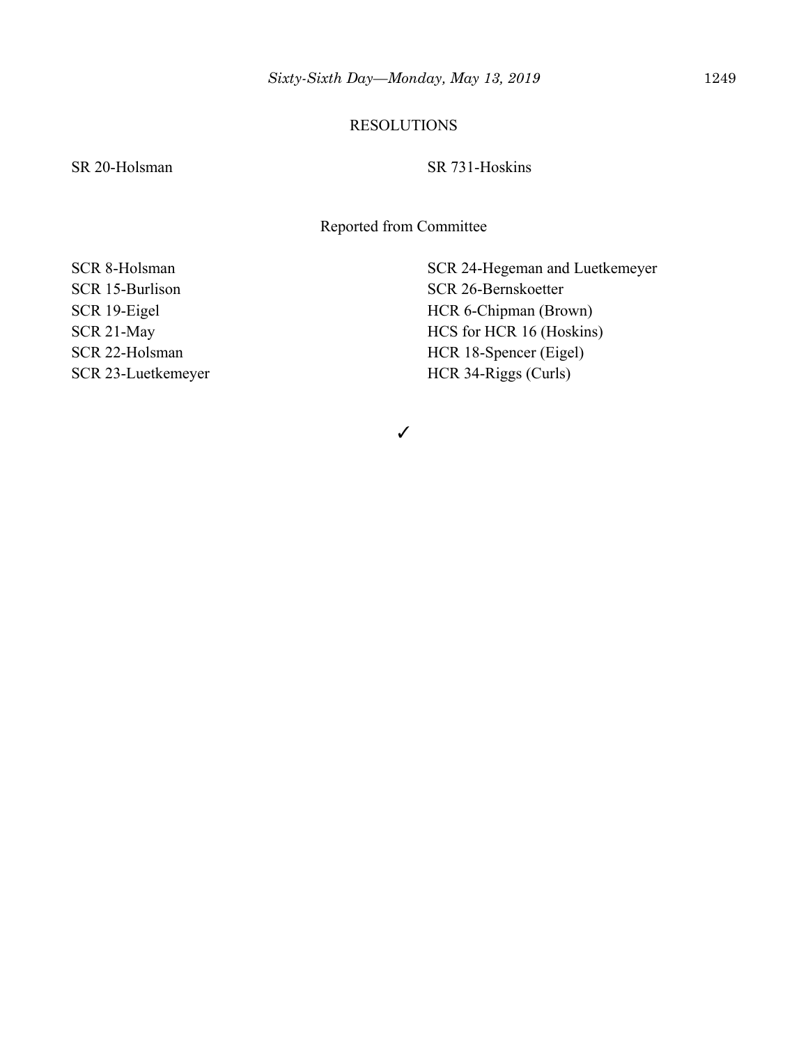## RESOLUTIONS

SR 20-Holsman

SR 731-Hoskins

### Reported from Committee

SCR 8-Holsman
SCR 15-Burlison
SCR 19-Eigel
SCR 21-May
SCR 22-Holsman
SCR 23-Luetkemeyer
SCR 24-Hegeman and Luetkemeyer
SCR 26-Bernskoetter
HCR 6-Chipman (Brown)
HCS for HCR 16 (Hoskins)
HCR 18-Spencer (Eigel)
HCR 34-Riggs (Curls)

✓